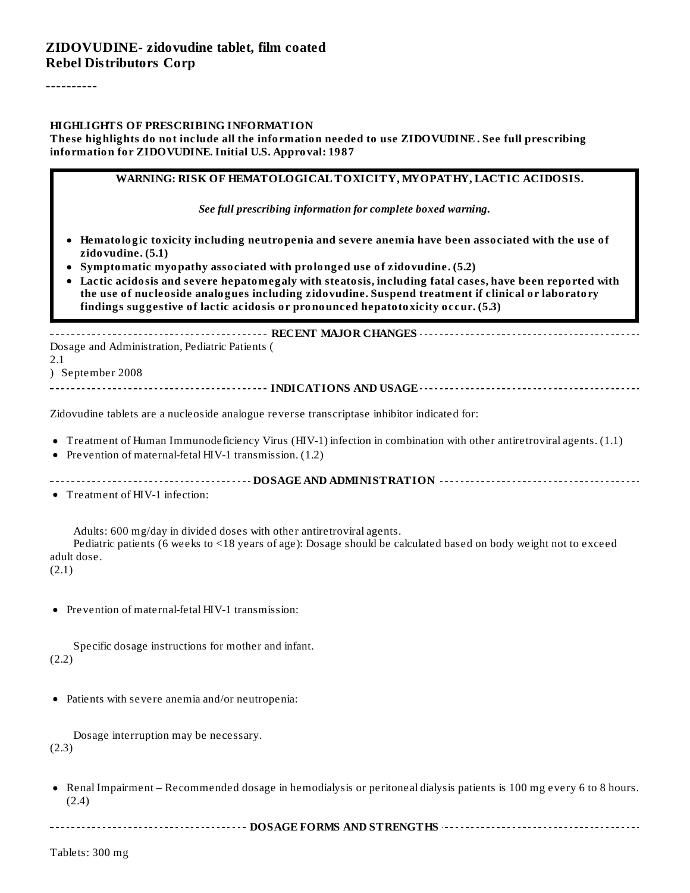# ZIDOVUDINE- zidovudine tablet, film coated
**Rebel Distributors Corp**

----------

**HIGHLIGHTS OF PRESCRIBING INFORMATION**

**These highlights do not include all the information needed to use ZIDOVUDINE . See full prescribing information for ZIDOVUDINE. Initial U.S. Approval: 1987**

**WARNING: RISK OF HEMATOLOGICAL TOXICITY, MYOPATHY, LACTIC ACIDOSIS.**

***See full prescribing information for complete boxed warning.***

- **Hematologic toxicity including neutropenia and severe anemia have been associated with the use of zidovudine. (5.1)**
- **Symptomatic myopathy associated with prolonged use of zidovudine. (5.2)**
- **Lactic acidosis and severe hepatomegaly with steatosis, including fatal cases, have been reported with the use of nucleoside analogues including zidovudine. Suspend treatment if clinical or laboratory findings suggestive of lactic acidosis or pronounced hepatotoxicity occur. (5.3)**

**RECENT MAJOR CHANGES**

Dosage and Administration, Pediatric Patients (2.1) September 2008

**INDICATIONS AND USAGE**

Zidovudine tablets are a nucleoside analogue reverse transcriptase inhibitor indicated for:

- Treatment of Human Immunodeficiency Virus (HIV-1) infection in combination with other antiretroviral agents. (1.1)
- Prevention of maternal-fetal HIV-1 transmission. (1.2)

**DOSAGE AND ADMINISTRATION**

- Treatment of HIV-1 infection:

  Adults: 600 mg/day in divided doses with other antiretroviral agents.
  Pediatric patients (6 weeks to <18 years of age): Dosage should be calculated based on body weight not to exceed adult dose.
  (2.1)

- Prevention of maternal-fetal HIV-1 transmission:

  Specific dosage instructions for mother and infant.
  (2.2)

- Patients with severe anemia and/or neutropenia:

  Dosage interruption may be necessary.
  (2.3)

- Renal Impairment – Recommended dosage in hemodialysis or peritoneal dialysis patients is 100 mg every 6 to 8 hours. (2.4)

**DOSAGE FORMS AND STRENGTHS**

Tablets: 300 mg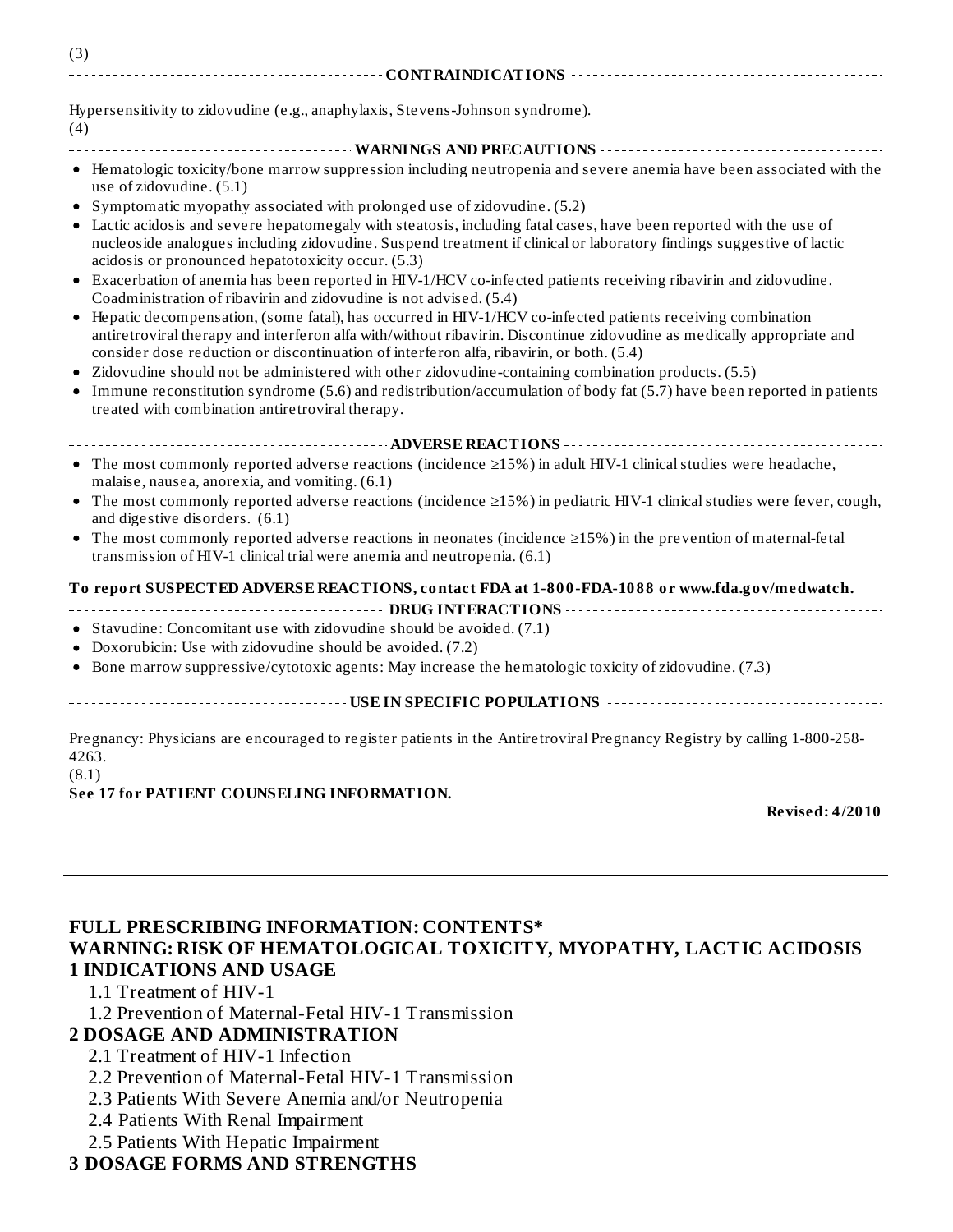(3)

**CONTRAINDICATIONS**

Hypersensitivity to zidovudine (e.g., anaphylaxis, Stevens-Johnson syndrome).
(4)

**WARNINGS AND PRECAUTIONS**

- Hematologic toxicity/bone marrow suppression including neutropenia and severe anemia have been associated with the use of zidovudine. (5.1)
- Symptomatic myopathy associated with prolonged use of zidovudine. (5.2)
- Lactic acidosis and severe hepatomegaly with steatosis, including fatal cases, have been reported with the use of nucleoside analogues including zidovudine. Suspend treatment if clinical or laboratory findings suggestive of lactic acidosis or pronounced hepatotoxicity occur. (5.3)
- Exacerbation of anemia has been reported in HIV-1/HCV co-infected patients receiving ribavirin and zidovudine. Coadministration of ribavirin and zidovudine is not advised. (5.4)
- Hepatic decompensation, (some fatal), has occurred in HIV-1/HCV co-infected patients receiving combination antiretroviral therapy and interferon alfa with/without ribavirin. Discontinue zidovudine as medically appropriate and consider dose reduction or discontinuation of interferon alfa, ribavirin, or both. (5.4)
- Zidovudine should not be administered with other zidovudine-containing combination products. (5.5)
- Immune reconstitution syndrome (5.6) and redistribution/accumulation of body fat (5.7) have been reported in patients treated with combination antiretroviral therapy.

**ADVERSE REACTIONS**

- The most commonly reported adverse reactions (incidence ≥15%) in adult HIV-1 clinical studies were headache, malaise, nausea, anorexia, and vomiting. (6.1)
- The most commonly reported adverse reactions (incidence ≥15%) in pediatric HIV-1 clinical studies were fever, cough, and digestive disorders. (6.1)
- The most commonly reported adverse reactions in neonates (incidence ≥15%) in the prevention of maternal-fetal transmission of HIV-1 clinical trial were anemia and neutropenia. (6.1)

**To report SUSPECTED ADVERSE REACTIONS, contact FDA at 1-800-FDA-1088 or www.fda.gov/medwatch.**

**DRUG INTERACTIONS**

- Stavudine: Concomitant use with zidovudine should be avoided. (7.1)
- Doxorubicin: Use with zidovudine should be avoided. (7.2)
- Bone marrow suppressive/cytotoxic agents: May increase the hematologic toxicity of zidovudine. (7.3)

**USE IN SPECIFIC POPULATIONS**

Pregnancy: Physicians are encouraged to register patients in the Antiretroviral Pregnancy Registry by calling 1-800-258-4263.
(8.1)

**See 17 for PATIENT COUNSELING INFORMATION.**

**Revised: 4/2010**

---

## FULL PRESCRIBING INFORMATION: CONTENTS*

## WARNING: RISK OF HEMATOLOGICAL TOXICITY, MYOPATHY, LACTIC ACIDOSIS

## 1 INDICATIONS AND USAGE

1.1 Treatment of HIV-1

1.2 Prevention of Maternal-Fetal HIV-1 Transmission

## 2 DOSAGE AND ADMINISTRATION

2.1 Treatment of HIV-1 Infection

2.2 Prevention of Maternal-Fetal HIV-1 Transmission

2.3 Patients With Severe Anemia and/or Neutropenia

2.4 Patients With Renal Impairment

2.5 Patients With Hepatic Impairment

## 3 DOSAGE FORMS AND STRENGTHS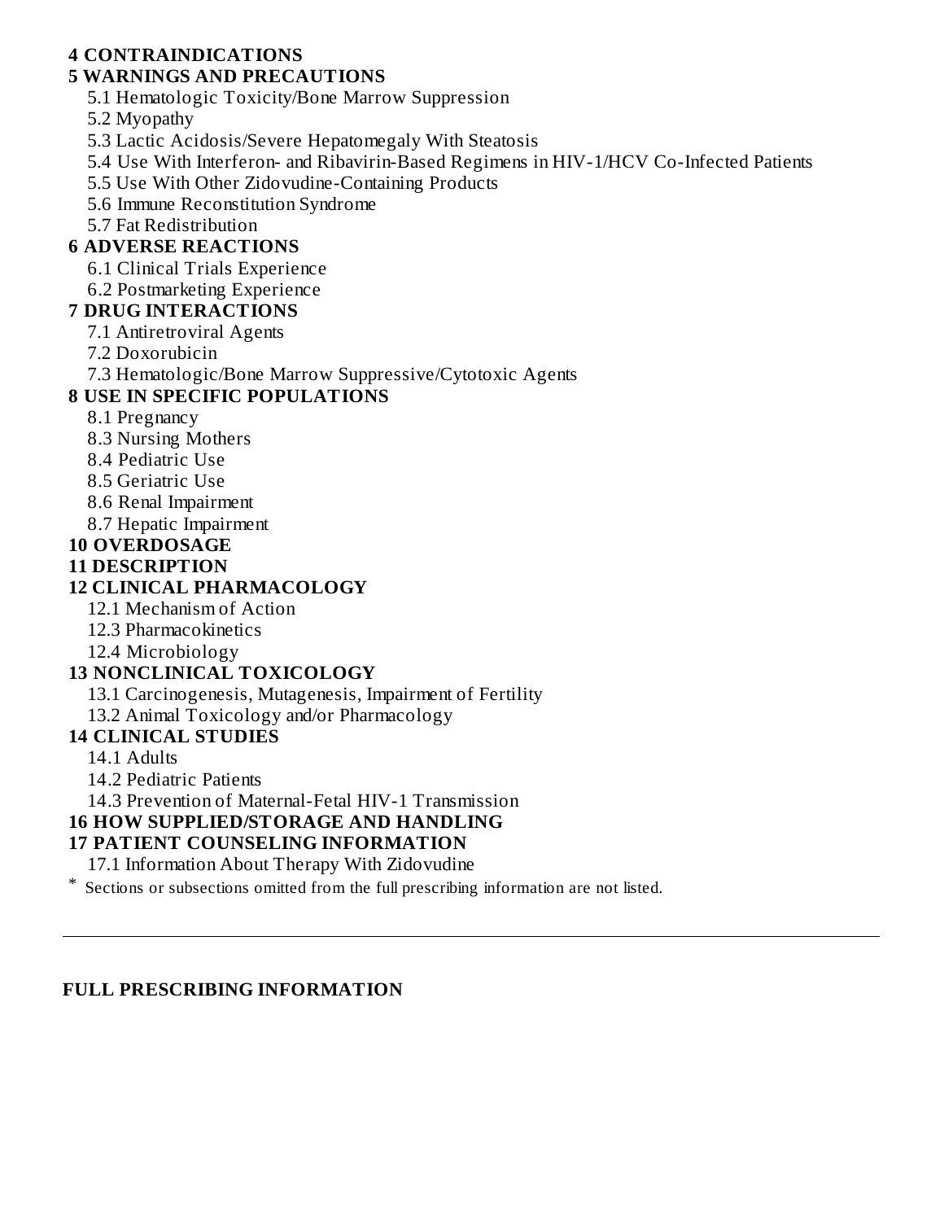**4 CONTRAINDICATIONS**

**5 WARNINGS AND PRECAUTIONS**

5.1 Hematologic Toxicity/Bone Marrow Suppression

5.2 Myopathy

5.3 Lactic Acidosis/Severe Hepatomegaly With Steatosis

5.4 Use With Interferon- and Ribavirin-Based Regimens in HIV-1/HCV Co-Infected Patients

5.5 Use With Other Zidovudine-Containing Products

5.6 Immune Reconstitution Syndrome

5.7 Fat Redistribution

**6 ADVERSE REACTIONS**

6.1 Clinical Trials Experience

6.2 Postmarketing Experience

**7 DRUG INTERACTIONS**

7.1 Antiretroviral Agents

7.2 Doxorubicin

7.3 Hematologic/Bone Marrow Suppressive/Cytotoxic Agents

**8 USE IN SPECIFIC POPULATIONS**

8.1 Pregnancy

8.3 Nursing Mothers

8.4 Pediatric Use

8.5 Geriatric Use

8.6 Renal Impairment

8.7 Hepatic Impairment

**10 OVERDOSAGE**

**11 DESCRIPTION**

**12 CLINICAL PHARMACOLOGY**

12.1 Mechanism of Action

12.3 Pharmacokinetics

12.4 Microbiology

**13 NONCLINICAL TOXICOLOGY**

13.1 Carcinogenesis, Mutagenesis, Impairment of Fertility

13.2 Animal Toxicology and/or Pharmacology

**14 CLINICAL STUDIES**

14.1 Adults

14.2 Pediatric Patients

14.3 Prevention of Maternal-Fetal HIV-1 Transmission

**16 HOW SUPPLIED/STORAGE AND HANDLING**

**17 PATIENT COUNSELING INFORMATION**

17.1 Information About Therapy With Zidovudine

* Sections or subsections omitted from the full prescribing information are not listed.

---

**FULL PRESCRIBING INFORMATION**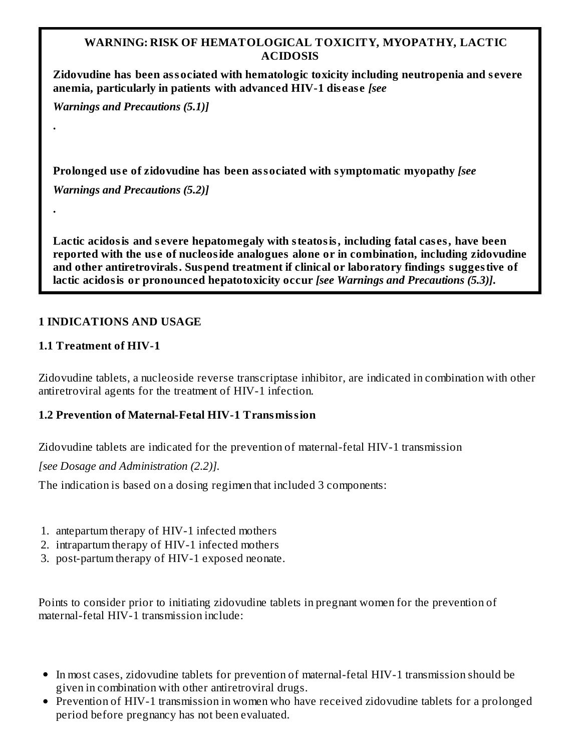**WARNING: RISK OF HEMATOLOGICAL TOXICITY, MYOPATHY, LACTIC ACIDOSIS**

**Zidovudine has been associated with hematologic toxicity including neutropenia and severe anemia, particularly in patients with advanced HIV-1 disease *[see Warnings and Precautions (5.1)]*.**

**Prolonged use of zidovudine has been associated with symptomatic myopathy *[see Warnings and Precautions (5.2)]*.**

**Lactic acidosis and severe hepatomegaly with steatosis, including fatal cases, have been reported with the use of nucleoside analogues alone or in combination, including zidovudine and other antiretrovirals. Suspend treatment if clinical or laboratory findings suggestive of lactic acidosis or pronounced hepatotoxicity occur *[see Warnings and Precautions (5.3)]*.**

## 1 INDICATIONS AND USAGE

### 1.1 Treatment of HIV-1

Zidovudine tablets, a nucleoside reverse transcriptase inhibitor, are indicated in combination with other antiretroviral agents for the treatment of HIV-1 infection.

### 1.2 Prevention of Maternal-Fetal HIV-1 Transmission

Zidovudine tablets are indicated for the prevention of maternal-fetal HIV-1 transmission *[see Dosage and Administration (2.2)]*.

The indication is based on a dosing regimen that included 3 components:

1. antepartum therapy of HIV-1 infected mothers
2. intrapartum therapy of HIV-1 infected mothers
3. post-partum therapy of HIV-1 exposed neonate.

Points to consider prior to initiating zidovudine tablets in pregnant women for the prevention of maternal-fetal HIV-1 transmission include:

- In most cases, zidovudine tablets for prevention of maternal-fetal HIV-1 transmission should be given in combination with other antiretroviral drugs.
- Prevention of HIV-1 transmission in women who have received zidovudine tablets for a prolonged period before pregnancy has not been evaluated.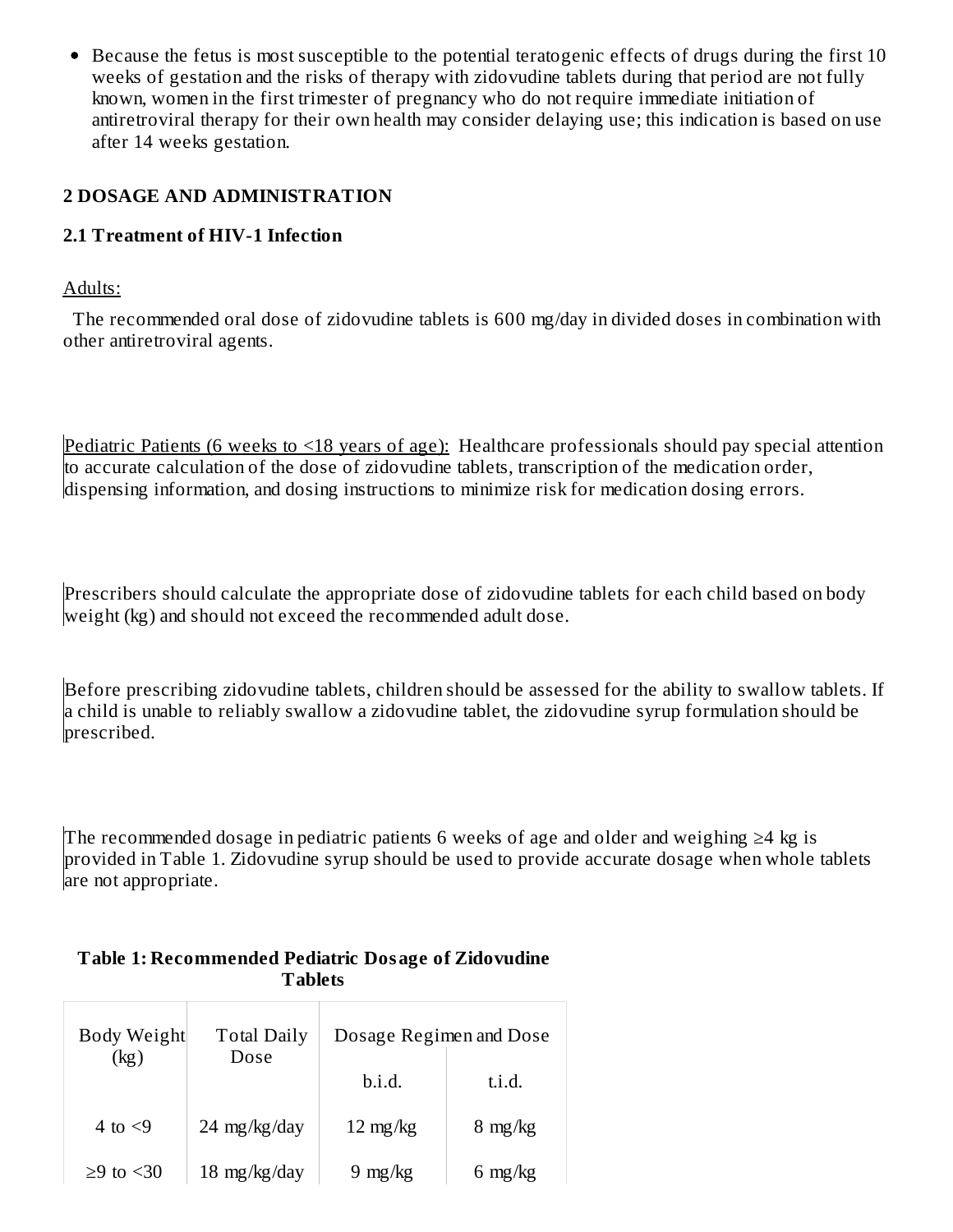- Because the fetus is most susceptible to the potential teratogenic effects of drugs during the first 10 weeks of gestation and the risks of therapy with zidovudine tablets during that period are not fully known, women in the first trimester of pregnancy who do not require immediate initiation of antiretroviral therapy for their own health may consider delaying use; this indication is based on use after 14 weeks gestation.

## 2 DOSAGE AND ADMINISTRATION

### 2.1 Treatment of HIV-1 Infection

Adults:

The recommended oral dose of zidovudine tablets is 600 mg/day in divided doses in combination with other antiretroviral agents.

Pediatric Patients (6 weeks to <18 years of age): Healthcare professionals should pay special attention to accurate calculation of the dose of zidovudine tablets, transcription of the medication order, dispensing information, and dosing instructions to minimize risk for medication dosing errors.

Prescribers should calculate the appropriate dose of zidovudine tablets for each child based on body weight (kg) and should not exceed the recommended adult dose.

Before prescribing zidovudine tablets, children should be assessed for the ability to swallow tablets. If a child is unable to reliably swallow a zidovudine tablet, the zidovudine syrup formulation should be prescribed.

The recommended dosage in pediatric patients 6 weeks of age and older and weighing ≥4 kg is provided in Table 1. Zidovudine syrup should be used to provide accurate dosage when whole tablets are not appropriate.

**Table 1: Recommended Pediatric Dosage of Zidovudine Tablets**

| Body Weight (kg) | Total Daily Dose | Dosage Regimen and Dose | |
|---|---|---|---|
| | | b.i.d. | t.i.d. |
| 4 to <9 | 24 mg/kg/day | 12 mg/kg | 8 mg/kg |
| ≥9 to <30 | 18 mg/kg/day | 9 mg/kg | 6 mg/kg |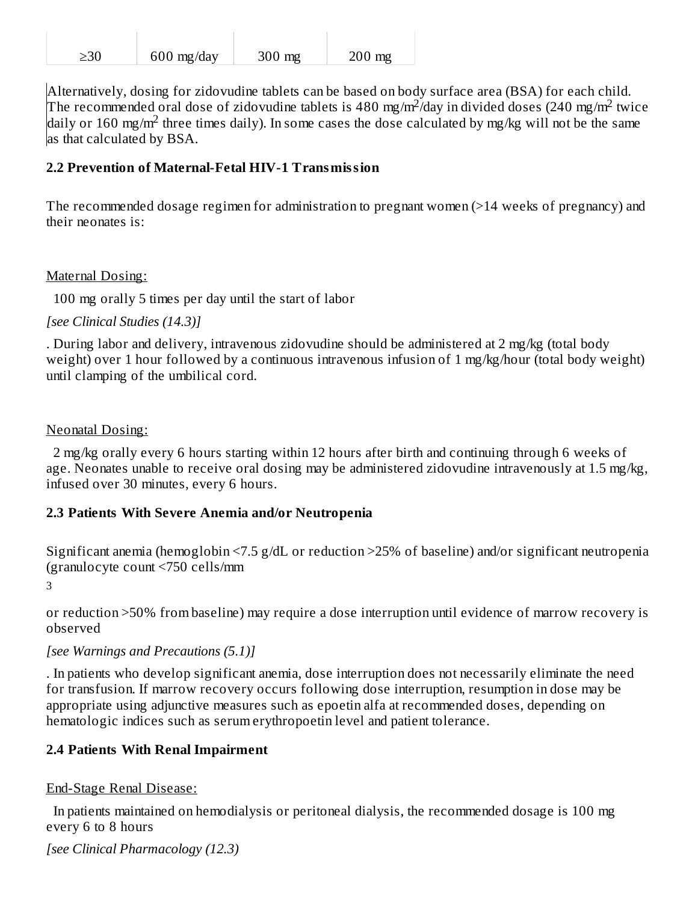| ≥30 | 600 mg/day | 300 mg | 200 mg |
|---|---|---|---|

Alternatively, dosing for zidovudine tablets can be based on body surface area (BSA) for each child. The recommended oral dose of zidovudine tablets is 480 mg/$m^2$/day in divided doses (240 mg/$m^2$ twice daily or 160 mg/$m^2$ three times daily). In some cases the dose calculated by mg/kg will not be the same as that calculated by BSA.

**2.2 Prevention of Maternal-Fetal HIV-1 Transmission**

The recommended dosage regimen for administration to pregnant women (>14 weeks of pregnancy) and their neonates is:

Maternal Dosing:

100 mg orally 5 times per day until the start of labor

*[see Clinical Studies (14.3)]*

. During labor and delivery, intravenous zidovudine should be administered at 2 mg/kg (total body weight) over 1 hour followed by a continuous intravenous infusion of 1 mg/kg/hour (total body weight) until clamping of the umbilical cord.

Neonatal Dosing:

2 mg/kg orally every 6 hours starting within 12 hours after birth and continuing through 6 weeks of age. Neonates unable to receive oral dosing may be administered zidovudine intravenously at 1.5 mg/kg, infused over 30 minutes, every 6 hours.

**2.3 Patients With Severe Anemia and/or Neutropenia**

Significant anemia (hemoglobin <7.5 g/dL or reduction >25% of baseline) and/or significant neutropenia (granulocyte count <750 cells/$mm^3$ or reduction >50% from baseline) may require a dose interruption until evidence of marrow recovery is observed

*[see Warnings and Precautions (5.1)]*

. In patients who develop significant anemia, dose interruption does not necessarily eliminate the need for transfusion. If marrow recovery occurs following dose interruption, resumption in dose may be appropriate using adjunctive measures such as epoetin alfa at recommended doses, depending on hematologic indices such as serum erythropoetin level and patient tolerance.

**2.4 Patients With Renal Impairment**

End-Stage Renal Disease:

In patients maintained on hemodialysis or peritoneal dialysis, the recommended dosage is 100 mg every 6 to 8 hours

*[see Clinical Pharmacology (12.3)*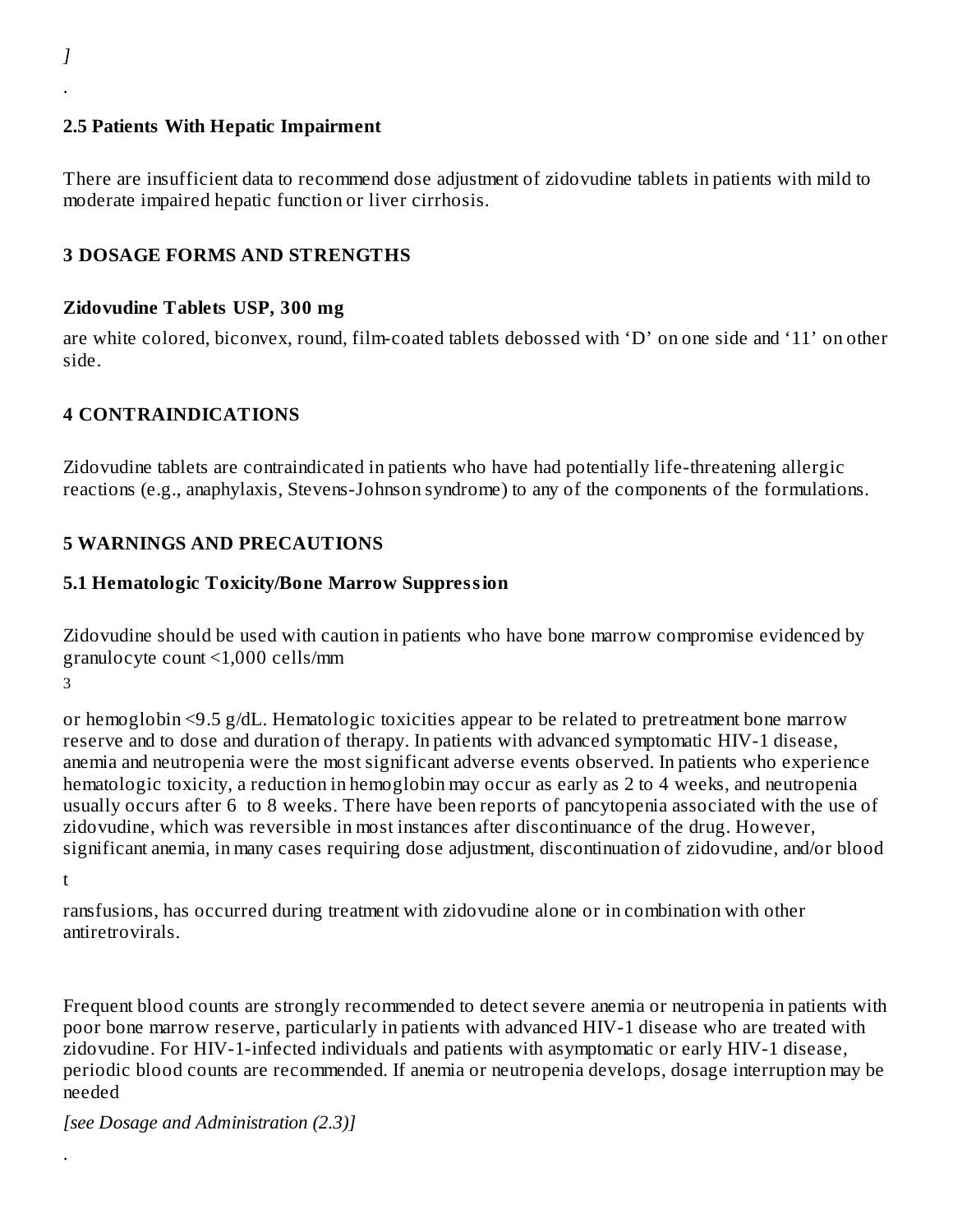*]*

.

## 2.5 Patients With Hepatic Impairment

There are insufficient data to recommend dose adjustment of zidovudine tablets in patients with mild to moderate impaired hepatic function or liver cirrhosis.

# 3 DOSAGE FORMS AND STRENGTHS

**Zidovudine Tablets USP, 300 mg**

are white colored, biconvex, round, film-coated tablets debossed with 'D' on one side and '11' on other side.

# 4 CONTRAINDICATIONS

Zidovudine tablets are contraindicated in patients who have had potentially life-threatening allergic reactions (e.g., anaphylaxis, Stevens-Johnson syndrome) to any of the components of the formulations.

# 5 WARNINGS AND PRECAUTIONS

## 5.1 Hematologic Toxicity/Bone Marrow Suppression

Zidovudine should be used with caution in patients who have bone marrow compromise evidenced by granulocyte count <1,000 cells/mm$^3$ or hemoglobin <9.5 g/dL. Hematologic toxicities appear to be related to pretreatment bone marrow reserve and to dose and duration of therapy. In patients with advanced symptomatic HIV-1 disease, anemia and neutropenia were the most significant adverse events observed. In patients who experience hematologic toxicity, a reduction in hemoglobin may occur as early as 2 to 4 weeks, and neutropenia usually occurs after 6 to 8 weeks. There have been reports of pancytopenia associated with the use of zidovudine, which was reversible in most instances after discontinuance of the drug. However, significant anemia, in many cases requiring dose adjustment, discontinuation of zidovudine, and/or blood transfusions, has occurred during treatment with zidovudine alone or in combination with other antiretrovirals.

Frequent blood counts are strongly recommended to detect severe anemia or neutropenia in patients with poor bone marrow reserve, particularly in patients with advanced HIV-1 disease who are treated with zidovudine. For HIV-1-infected individuals and patients with asymptomatic or early HIV-1 disease, periodic blood counts are recommended. If anemia or neutropenia develops, dosage interruption may be needed *[see Dosage and Administration (2.3)]*.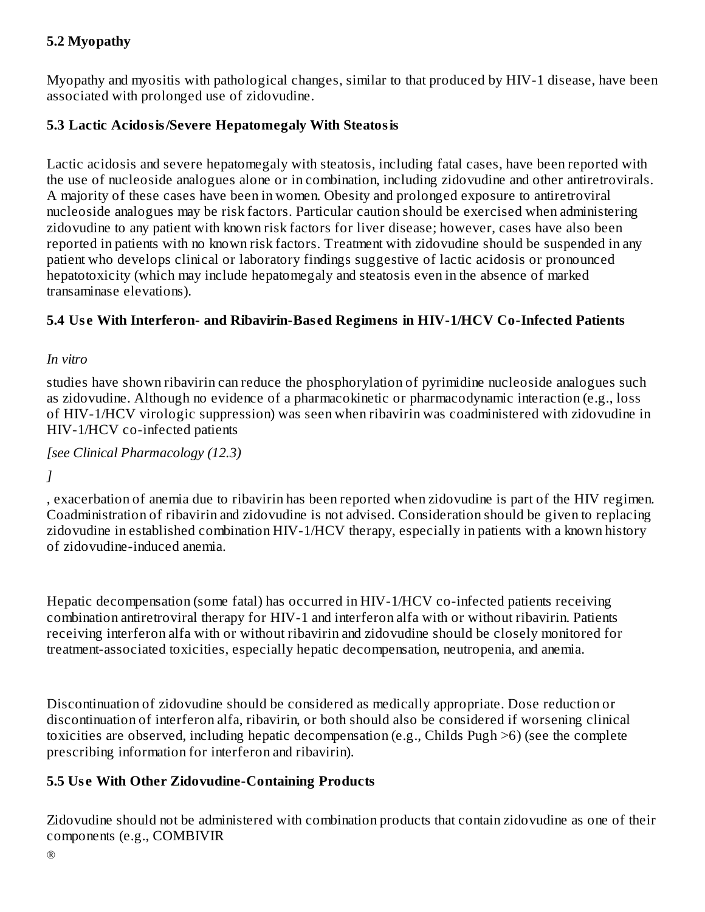### 5.2 Myopathy

Myopathy and myositis with pathological changes, similar to that produced by HIV-1 disease, have been associated with prolonged use of zidovudine.

### 5.3 Lactic Acidosis/Severe Hepatomegaly With Steatosis

Lactic acidosis and severe hepatomegaly with steatosis, including fatal cases, have been reported with the use of nucleoside analogues alone or in combination, including zidovudine and other antiretrovirals. A majority of these cases have been in women. Obesity and prolonged exposure to antiretroviral nucleoside analogues may be risk factors. Particular caution should be exercised when administering zidovudine to any patient with known risk factors for liver disease; however, cases have also been reported in patients with no known risk factors. Treatment with zidovudine should be suspended in any patient who develops clinical or laboratory findings suggestive of lactic acidosis or pronounced hepatotoxicity (which may include hepatomegaly and steatosis even in the absence of marked transaminase elevations).

### 5.4 Use With Interferon- and Ribavirin-Based Regimens in HIV-1/HCV Co-Infected Patients

*In vitro* studies have shown ribavirin can reduce the phosphorylation of pyrimidine nucleoside analogues such as zidovudine. Although no evidence of a pharmacokinetic or pharmacodynamic interaction (e.g., loss of HIV-1/HCV virologic suppression) was seen when ribavirin was coadministered with zidovudine in HIV-1/HCV co-infected patients *[see Clinical Pharmacology (12.3)]*, exacerbation of anemia due to ribavirin has been reported when zidovudine is part of the HIV regimen. Coadministration of ribavirin and zidovudine is not advised. Consideration should be given to replacing zidovudine in established combination HIV-1/HCV therapy, especially in patients with a known history of zidovudine-induced anemia.

Hepatic decompensation (some fatal) has occurred in HIV-1/HCV co-infected patients receiving combination antiretroviral therapy for HIV-1 and interferon alfa with or without ribavirin. Patients receiving interferon alfa with or without ribavirin and zidovudine should be closely monitored for treatment-associated toxicities, especially hepatic decompensation, neutropenia, and anemia.

Discontinuation of zidovudine should be considered as medically appropriate. Dose reduction or discontinuation of interferon alfa, ribavirin, or both should also be considered if worsening clinical toxicities are observed, including hepatic decompensation (e.g., Childs Pugh >6) (see the complete prescribing information for interferon and ribavirin).

### 5.5 Use With Other Zidovudine-Containing Products

Zidovudine should not be administered with combination products that contain zidovudine as one of their components (e.g., COMBIVIR®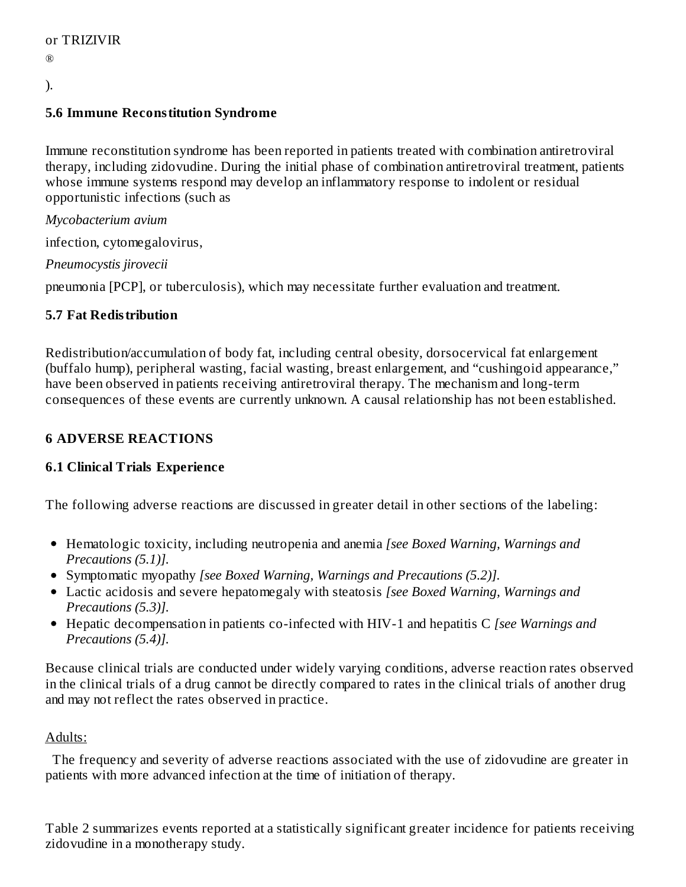or TRIZIVIR®).

### 5.6 Immune Reconstitution Syndrome

Immune reconstitution syndrome has been reported in patients treated with combination antiretroviral therapy, including zidovudine. During the initial phase of combination antiretroviral treatment, patients whose immune systems respond may develop an inflammatory response to indolent or residual opportunistic infections (such as *Mycobacterium avium* infection, cytomegalovirus, *Pneumocystis jirovecii* pneumonia [PCP], or tuberculosis), which may necessitate further evaluation and treatment.

### 5.7 Fat Redistribution

Redistribution/accumulation of body fat, including central obesity, dorsocervical fat enlargement (buffalo hump), peripheral wasting, facial wasting, breast enlargement, and "cushingoid appearance," have been observed in patients receiving antiretroviral therapy. The mechanism and long-term consequences of these events are currently unknown. A causal relationship has not been established.

## 6 ADVERSE REACTIONS

### 6.1 Clinical Trials Experience

The following adverse reactions are discussed in greater detail in other sections of the labeling:

- Hematologic toxicity, including neutropenia and anemia *[see Boxed Warning, Warnings and Precautions (5.1)]*.
- Symptomatic myopathy *[see Boxed Warning, Warnings and Precautions (5.2)]*.
- Lactic acidosis and severe hepatomegaly with steatosis *[see Boxed Warning, Warnings and Precautions (5.3)]*.
- Hepatic decompensation in patients co-infected with HIV-1 and hepatitis C *[see Warnings and Precautions (5.4)]*.

Because clinical trials are conducted under widely varying conditions, adverse reaction rates observed in the clinical trials of a drug cannot be directly compared to rates in the clinical trials of another drug and may not reflect the rates observed in practice.

Adults:

The frequency and severity of adverse reactions associated with the use of zidovudine are greater in patients with more advanced infection at the time of initiation of therapy.

Table 2 summarizes events reported at a statistically significant greater incidence for patients receiving zidovudine in a monotherapy study.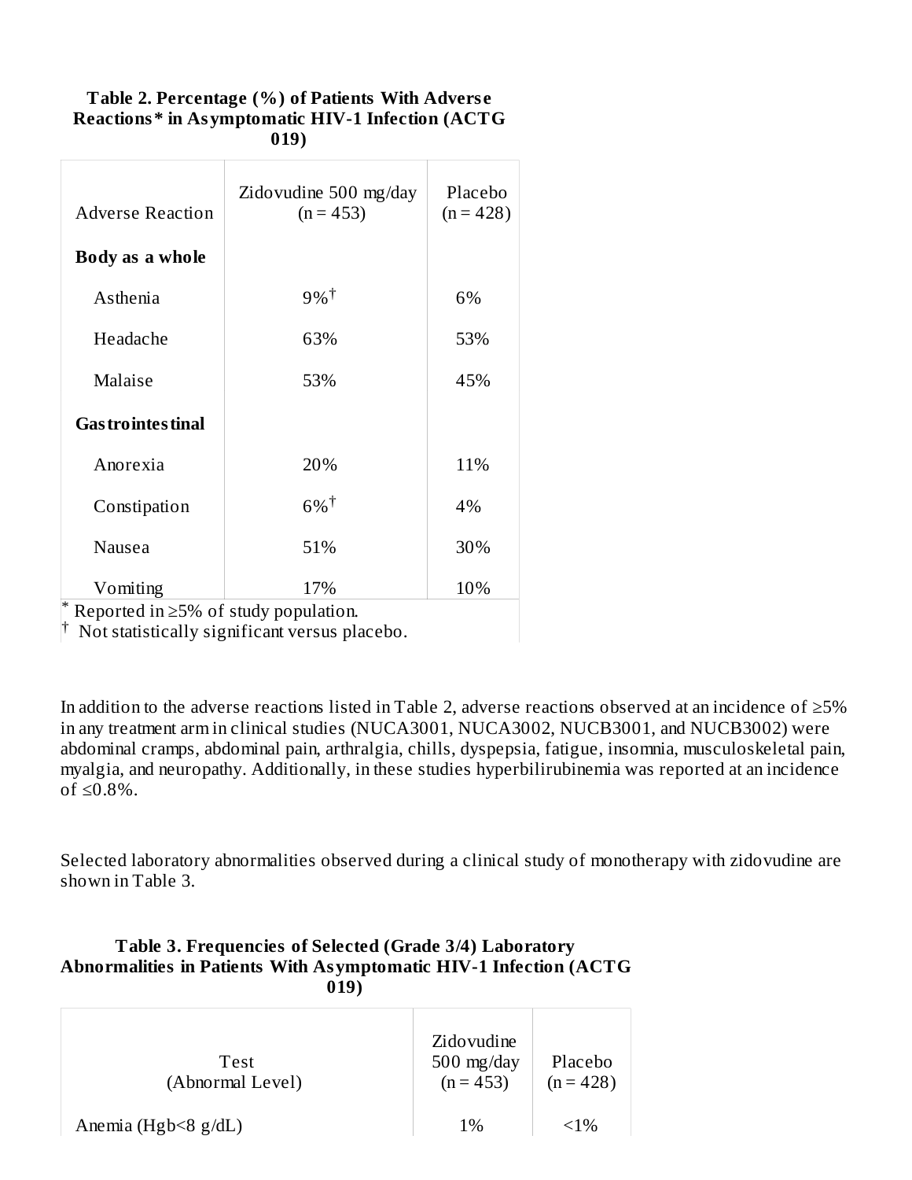**Table 2. Percentage (%) of Patients With Adverse Reactions* in Asymptomatic HIV-1 Infection (ACTG 019)**

| Adverse Reaction | Zidovudine 500 mg/day (n = 453) | Placebo (n = 428) |
|---|---|---|
| **Body as a whole** | | |
| Asthenia | 9%† | 6% |
| Headache | 63% | 53% |
| Malaise | 53% | 45% |
| **Gastrointestinal** | | |
| Anorexia | 20% | 11% |
| Constipation | 6%† | 4% |
| Nausea | 51% | 30% |
| Vomiting | 17% | 10% |

\* Reported in ≥5% of study population.

† Not statistically significant versus placebo.

In addition to the adverse reactions listed in Table 2, adverse reactions observed at an incidence of ≥5% in any treatment arm in clinical studies (NUCA3001, NUCA3002, NUCB3001, and NUCB3002) were abdominal cramps, abdominal pain, arthralgia, chills, dyspepsia, fatigue, insomnia, musculoskeletal pain, myalgia, and neuropathy. Additionally, in these studies hyperbilirubinemia was reported at an incidence of ≤0.8%.

Selected laboratory abnormalities observed during a clinical study of monotherapy with zidovudine are shown in Table 3.

**Table 3. Frequencies of Selected (Grade 3/4) Laboratory Abnormalities in Patients With Asymptomatic HIV-1 Infection (ACTG 019)**

| Test (Abnormal Level) | Zidovudine 500 mg/day (n = 453) | Placebo (n = 428) |
|---|---|---|
| Anemia (Hgb<8 g/dL) | 1% | <1% |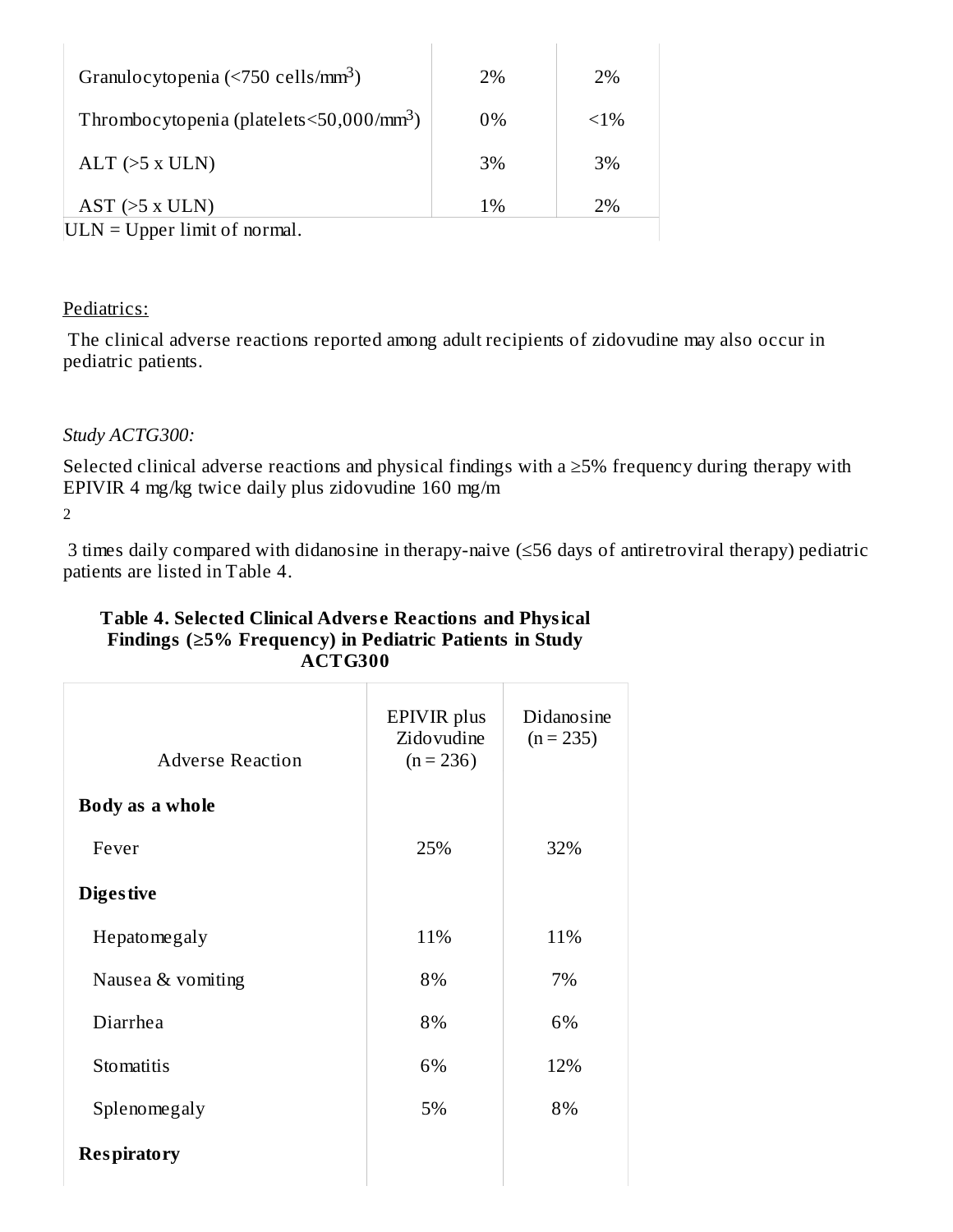| | | |
|---|---|---|
| Granulocytopenia (<750 cells/mm$^3$) | 2% | 2% |
| Thrombocytopenia (platelets<50,000/mm$^3$) | 0% | <1% |
| ALT (>5 x ULN) | 3% | 3% |
| AST (>5 x ULN) | 1% | 2% |

ULN = Upper limit of normal.

Pediatrics:

The clinical adverse reactions reported among adult recipients of zidovudine may also occur in pediatric patients.

*Study ACTG300:*

Selected clinical adverse reactions and physical findings with a ≥5% frequency during therapy with EPIVIR 4 mg/kg twice daily plus zidovudine 160 mg/m$^2$ 3 times daily compared with didanosine in therapy-naive (≤56 days of antiretroviral therapy) pediatric patients are listed in Table 4.

**Table 4. Selected Clinical Adverse Reactions and Physical Findings (≥5% Frequency) in Pediatric Patients in Study ACTG300**

| Adverse Reaction | EPIVIR plus Zidovudine (n = 236) | Didanosine (n = 235) |
|---|---|---|
| **Body as a whole** | | |
| Fever | 25% | 32% |
| **Digestive** | | |
| Hepatomegaly | 11% | 11% |
| Nausea & vomiting | 8% | 7% |
| Diarrhea | 8% | 6% |
| Stomatitis | 6% | 12% |
| Splenomegaly | 5% | 8% |
| **Respiratory** | | |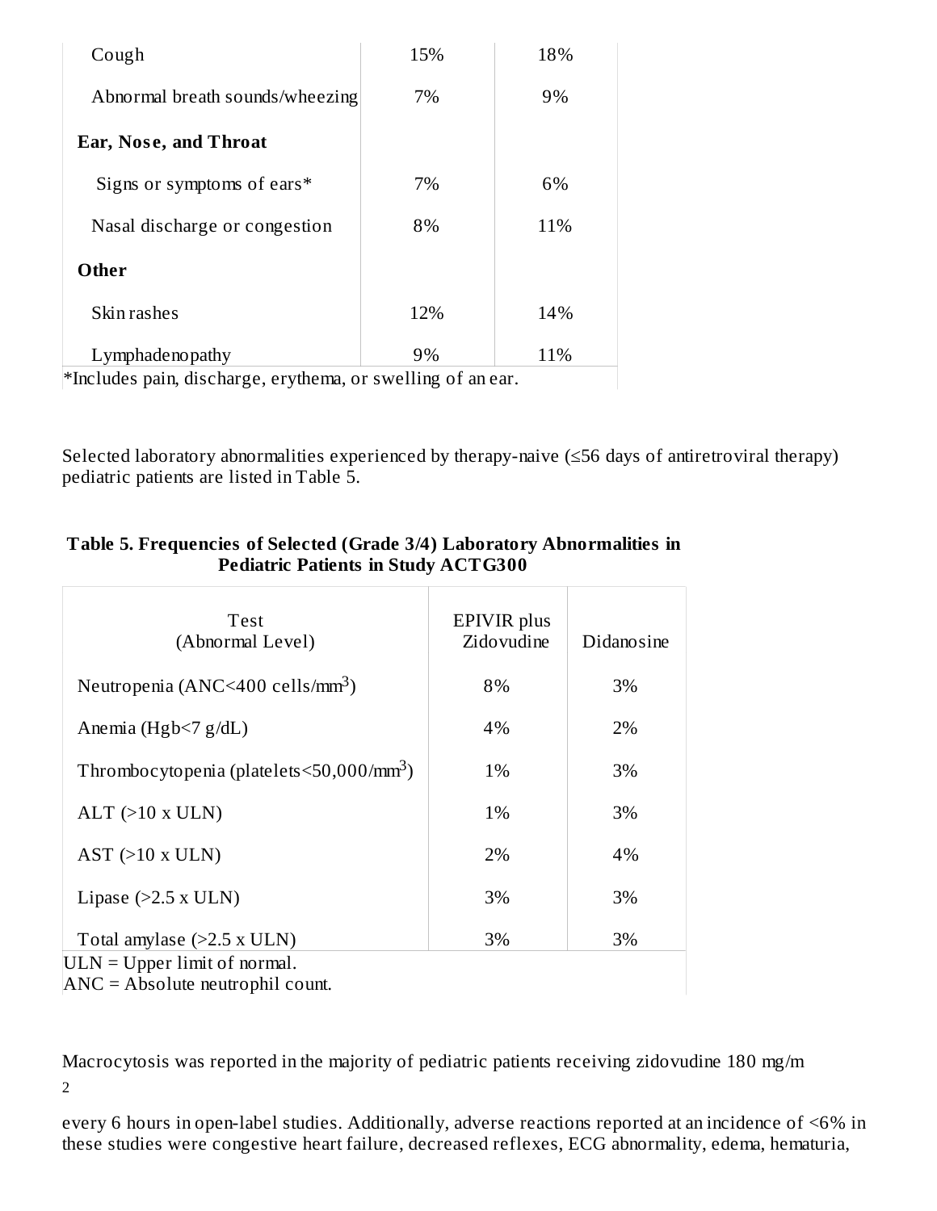| | | |
|---|---|---|
| Cough | 15% | 18% |
| Abnormal breath sounds/wheezing | 7% | 9% |
| **Ear, Nose, and Throat** | | |
| Signs or symptoms of ears* | 7% | 6% |
| Nasal discharge or congestion | 8% | 11% |
| **Other** | | |
| Skin rashes | 12% | 14% |
| Lymphadenopathy | 9% | 11% |

*Includes pain, discharge, erythema, or swelling of an ear.

Selected laboratory abnormalities experienced by therapy-naive (≤56 days of antiretroviral therapy) pediatric patients are listed in Table 5.

**Table 5. Frequencies of Selected (Grade 3/4) Laboratory Abnormalities in Pediatric Patients in Study ACTG300**

| Test (Abnormal Level) | EPIVIR plus Zidovudine | Didanosine |
|---|---|---|
| Neutropenia (ANC<400 cells/$mm^3$) | 8% | 3% |
| Anemia (Hgb<7 g/dL) | 4% | 2% |
| Thrombocytopenia (platelets<50,000/$mm^3$) | 1% | 3% |
| ALT (>10 x ULN) | 1% | 3% |
| AST (>10 x ULN) | 2% | 4% |
| Lipase (>2.5 x ULN) | 3% | 3% |
| Total amylase (>2.5 x ULN) | 3% | 3% |

ULN = Upper limit of normal.
ANC = Absolute neutrophil count.

Macrocytosis was reported in the majority of pediatric patients receiving zidovudine 180 mg/$m^2$ every 6 hours in open-label studies. Additionally, adverse reactions reported at an incidence of <6% in these studies were congestive heart failure, decreased reflexes, ECG abnormality, edema, hematuria,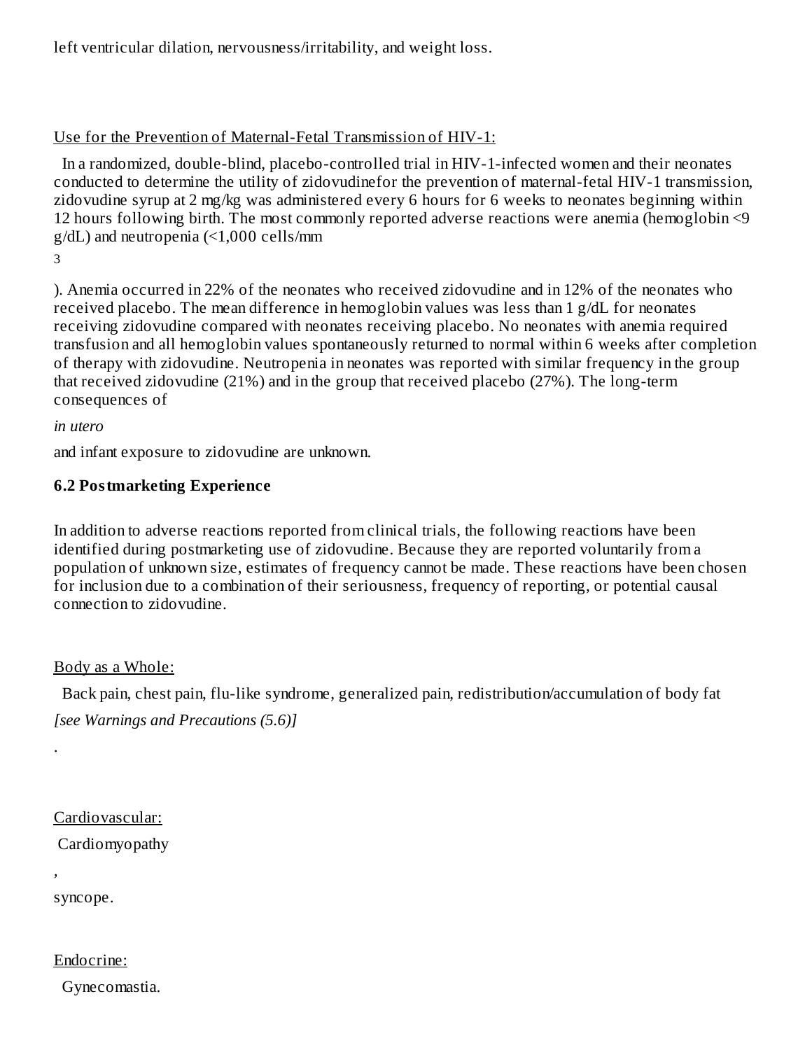left ventricular dilation, nervousness/irritability, and weight loss.

Use for the Prevention of Maternal-Fetal Transmission of HIV-1:

In a randomized, double-blind, placebo-controlled trial in HIV-1-infected women and their neonates conducted to determine the utility of zidovudinefor the prevention of maternal-fetal HIV-1 transmission, zidovudine syrup at 2 mg/kg was administered every 6 hours for 6 weeks to neonates beginning within 12 hours following birth. The most commonly reported adverse reactions were anemia (hemoglobin <9 g/dL) and neutropenia (<1,000 cells/mm$^3$). Anemia occurred in 22% of the neonates who received zidovudine and in 12% of the neonates who received placebo. The mean difference in hemoglobin values was less than 1 g/dL for neonates receiving zidovudine compared with neonates receiving placebo. No neonates with anemia required transfusion and all hemoglobin values spontaneously returned to normal within 6 weeks after completion of therapy with zidovudine. Neutropenia in neonates was reported with similar frequency in the group that received zidovudine (21%) and in the group that received placebo (27%). The long-term consequences of *in utero* and infant exposure to zidovudine are unknown.

### 6.2 Postmarketing Experience

In addition to adverse reactions reported from clinical trials, the following reactions have been identified during postmarketing use of zidovudine. Because they are reported voluntarily from a population of unknown size, estimates of frequency cannot be made. These reactions have been chosen for inclusion due to a combination of their seriousness, frequency of reporting, or potential causal connection to zidovudine.

Body as a Whole:

Back pain, chest pain, flu-like syndrome, generalized pain, redistribution/accumulation of body fat *[see Warnings and Precautions (5.6)]*.

Cardiovascular:

Cardiomyopathy, syncope.

Endocrine:

Gynecomastia.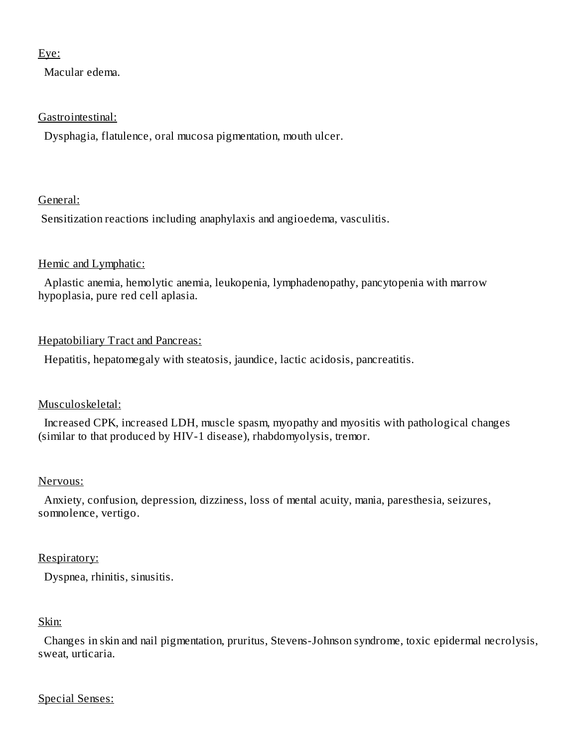Eye:

Macular edema.

Gastrointestinal:

Dysphagia, flatulence, oral mucosa pigmentation, mouth ulcer.

General:

Sensitization reactions including anaphylaxis and angioedema, vasculitis.

Hemic and Lymphatic:

Aplastic anemia, hemolytic anemia, leukopenia, lymphadenopathy, pancytopenia with marrow hypoplasia, pure red cell aplasia.

Hepatobiliary Tract and Pancreas:

Hepatitis, hepatomegaly with steatosis, jaundice, lactic acidosis, pancreatitis.

Musculoskeletal:

Increased CPK, increased LDH, muscle spasm, myopathy and myositis with pathological changes (similar to that produced by HIV-1 disease), rhabdomyolysis, tremor.

Nervous:

Anxiety, confusion, depression, dizziness, loss of mental acuity, mania, paresthesia, seizures, somnolence, vertigo.

Respiratory:

Dyspnea, rhinitis, sinusitis.

Skin:

Changes in skin and nail pigmentation, pruritus, Stevens-Johnson syndrome, toxic epidermal necrolysis, sweat, urticaria.

Special Senses: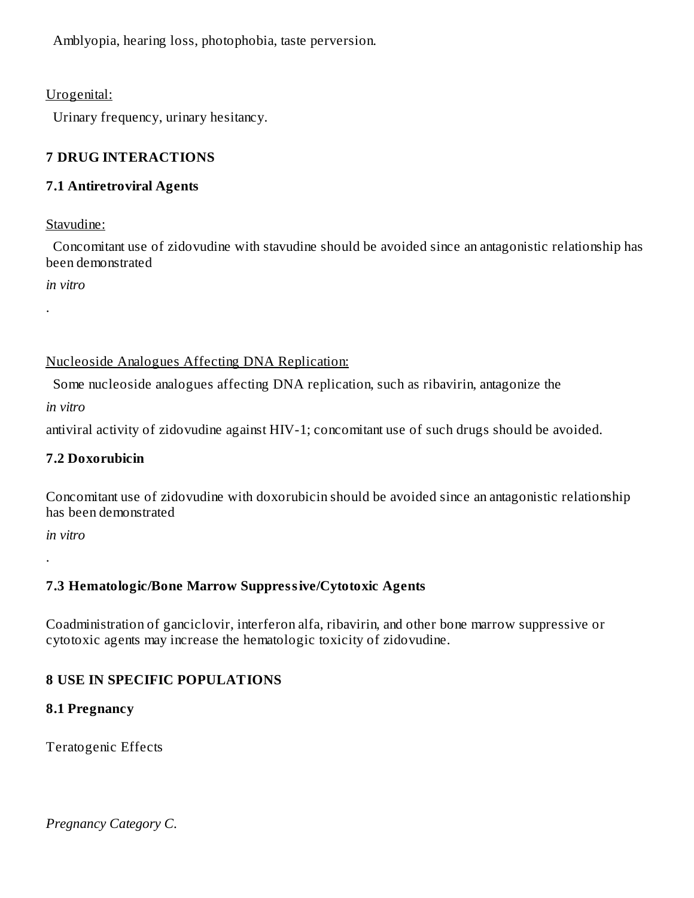Amblyopia, hearing loss, photophobia, taste perversion.

Urogenital:

Urinary frequency, urinary hesitancy.

## 7 DRUG INTERACTIONS

### 7.1 Antiretroviral Agents

Stavudine:

Concomitant use of zidovudine with stavudine should be avoided since an antagonistic relationship has been demonstrated *in vitro*.

Nucleoside Analogues Affecting DNA Replication:

Some nucleoside analogues affecting DNA replication, such as ribavirin, antagonize the *in vitro* antiviral activity of zidovudine against HIV-1; concomitant use of such drugs should be avoided.

### 7.2 Doxorubicin

Concomitant use of zidovudine with doxorubicin should be avoided since an antagonistic relationship has been demonstrated *in vitro*.

### 7.3 Hematologic/Bone Marrow Suppressive/Cytotoxic Agents

Coadministration of ganciclovir, interferon alfa, ribavirin, and other bone marrow suppressive or cytotoxic agents may increase the hematologic toxicity of zidovudine.

## 8 USE IN SPECIFIC POPULATIONS

### 8.1 Pregnancy

Teratogenic Effects

*Pregnancy Category C.*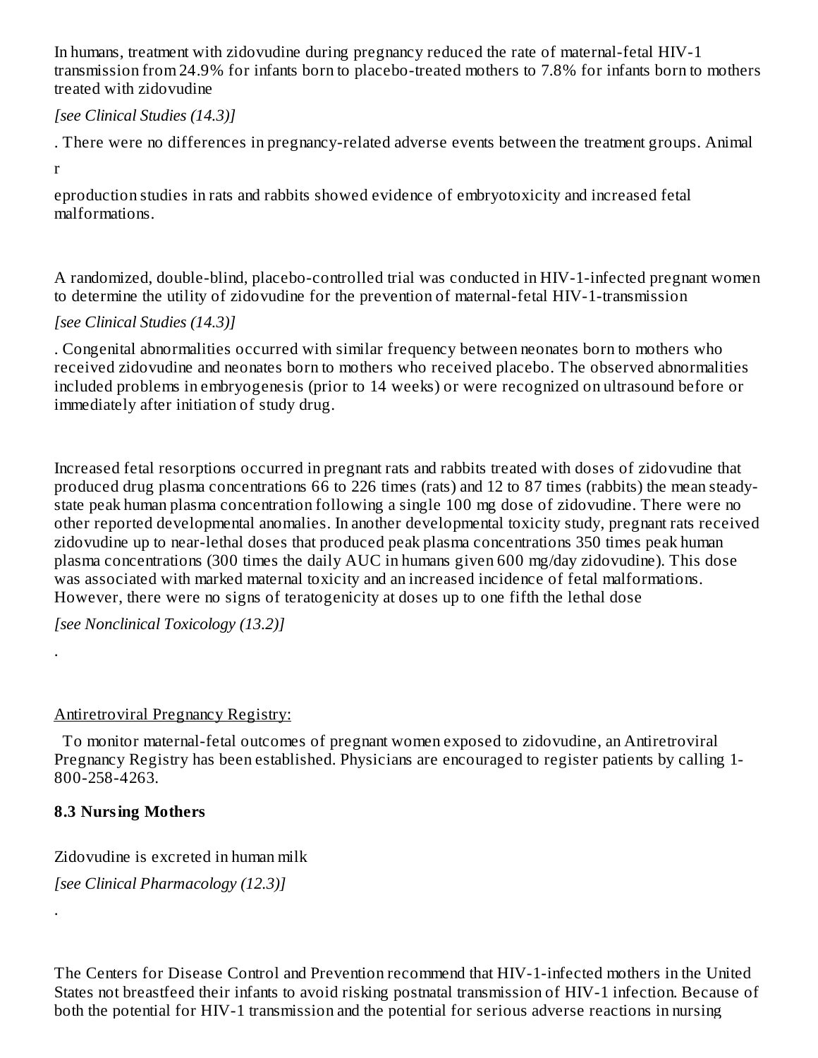In humans, treatment with zidovudine during pregnancy reduced the rate of maternal-fetal HIV-1 transmission from 24.9% for infants born to placebo-treated mothers to 7.8% for infants born to mothers treated with zidovudine *[see Clinical Studies (14.3)]*. There were no differences in pregnancy-related adverse events between the treatment groups. Animal reproduction studies in rats and rabbits showed evidence of embryotoxicity and increased fetal malformations.

A randomized, double-blind, placebo-controlled trial was conducted in HIV-1-infected pregnant women to determine the utility of zidovudine for the prevention of maternal-fetal HIV-1-transmission *[see Clinical Studies (14.3)]*. Congenital abnormalities occurred with similar frequency between neonates born to mothers who received zidovudine and neonates born to mothers who received placebo. The observed abnormalities included problems in embryogenesis (prior to 14 weeks) or were recognized on ultrasound before or immediately after initiation of study drug.

Increased fetal resorptions occurred in pregnant rats and rabbits treated with doses of zidovudine that produced drug plasma concentrations 66 to 226 times (rats) and 12 to 87 times (rabbits) the mean steady-state peak human plasma concentration following a single 100 mg dose of zidovudine. There were no other reported developmental anomalies. In another developmental toxicity study, pregnant rats received zidovudine up to near-lethal doses that produced peak plasma concentrations 350 times peak human plasma concentrations (300 times the daily AUC in humans given 600 mg/day zidovudine). This dose was associated with marked maternal toxicity and an increased incidence of fetal malformations. However, there were no signs of teratogenicity at doses up to one fifth the lethal dose *[see Nonclinical Toxicology (13.2)]*.

Antiretroviral Pregnancy Registry:

To monitor maternal-fetal outcomes of pregnant women exposed to zidovudine, an Antiretroviral Pregnancy Registry has been established. Physicians are encouraged to register patients by calling 1-800-258-4263.

### 8.3 Nursing Mothers

Zidovudine is excreted in human milk *[see Clinical Pharmacology (12.3)]*.

The Centers for Disease Control and Prevention recommend that HIV-1-infected mothers in the United States not breastfeed their infants to avoid risking postnatal transmission of HIV-1 infection. Because of both the potential for HIV-1 transmission and the potential for serious adverse reactions in nursing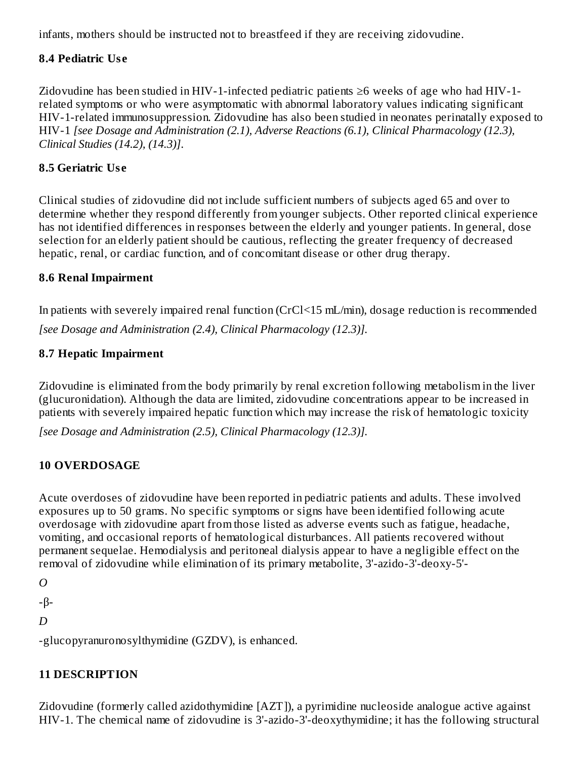infants, mothers should be instructed not to breastfeed if they are receiving zidovudine.

### 8.4 Pediatric Use

Zidovudine has been studied in HIV-1-infected pediatric patients ≥6 weeks of age who had HIV-1-related symptoms or who were asymptomatic with abnormal laboratory values indicating significant HIV-1-related immunosuppression. Zidovudine has also been studied in neonates perinatally exposed to HIV-1 *[see Dosage and Administration (2.1), Adverse Reactions (6.1), Clinical Pharmacology (12.3), Clinical Studies (14.2), (14.3)]*.

### 8.5 Geriatric Use

Clinical studies of zidovudine did not include sufficient numbers of subjects aged 65 and over to determine whether they respond differently from younger subjects. Other reported clinical experience has not identified differences in responses between the elderly and younger patients. In general, dose selection for an elderly patient should be cautious, reflecting the greater frequency of decreased hepatic, renal, or cardiac function, and of concomitant disease or other drug therapy.

### 8.6 Renal Impairment

In patients with severely impaired renal function (CrCl<15 mL/min), dosage reduction is recommended *[see Dosage and Administration (2.4), Clinical Pharmacology (12.3)]*.

### 8.7 Hepatic Impairment

Zidovudine is eliminated from the body primarily by renal excretion following metabolism in the liver (glucuronidation). Although the data are limited, zidovudine concentrations appear to be increased in patients with severely impaired hepatic function which may increase the risk of hematologic toxicity *[see Dosage and Administration (2.5), Clinical Pharmacology (12.3)]*.

## 10 OVERDOSAGE

Acute overdoses of zidovudine have been reported in pediatric patients and adults. These involved exposures up to 50 grams. No specific symptoms or signs have been identified following acute overdosage with zidovudine apart from those listed as adverse events such as fatigue, headache, vomiting, and occasional reports of hematological disturbances. All patients recovered without permanent sequelae. Hemodialysis and peritoneal dialysis appear to have a negligible effect on the removal of zidovudine while elimination of its primary metabolite, 3'-azido-3'-deoxy-5'-*O*-β-*D*-glucopyranuronosylthymidine (GZDV), is enhanced.

## 11 DESCRIPTION

Zidovudine (formerly called azidothymidine [AZT]), a pyrimidine nucleoside analogue active against HIV-1. The chemical name of zidovudine is 3'-azido-3'-deoxythymidine; it has the following structural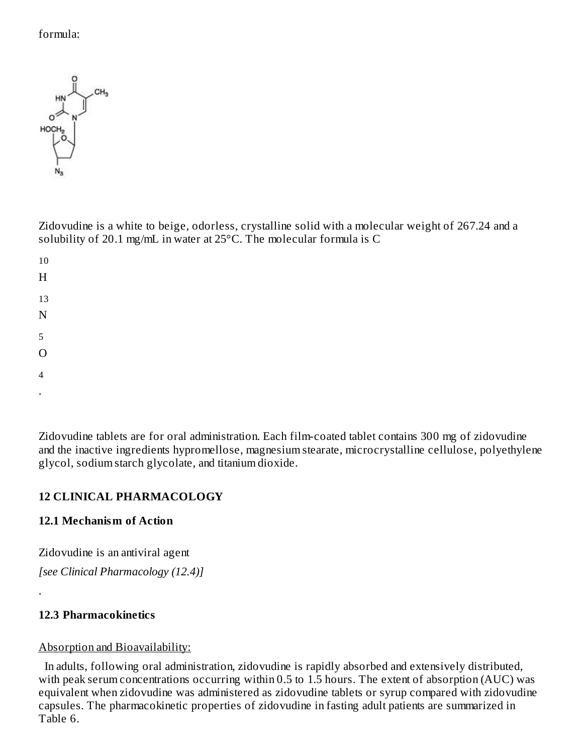formula:

Zidovudine is a white to beige, odorless, crystalline solid with a molecular weight of 267.24 and a solubility of 20.1 mg/mL in water at 25°C. The molecular formula is $C_{10}H_{13}N_5O_4$.

Zidovudine tablets are for oral administration. Each film-coated tablet contains 300 mg of zidovudine and the inactive ingredients hypromellose, magnesium stearate, microcrystalline cellulose, polyethylene glycol, sodium starch glycolate, and titanium dioxide.

## 12 CLINICAL PHARMACOLOGY

### 12.1 Mechanism of Action

Zidovudine is an antiviral agent *[see Clinical Pharmacology (12.4)]*.

### 12.3 Pharmacokinetics

Absorption and Bioavailability:

In adults, following oral administration, zidovudine is rapidly absorbed and extensively distributed, with peak serum concentrations occurring within 0.5 to 1.5 hours. The extent of absorption (AUC) was equivalent when zidovudine was administered as zidovudine tablets or syrup compared with zidovudine capsules. The pharmacokinetic properties of zidovudine in fasting adult patients are summarized in Table 6.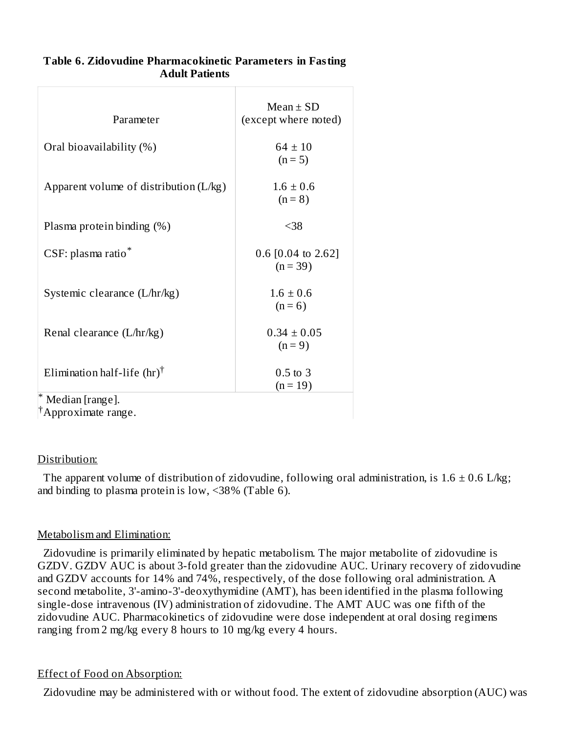**Table 6. Zidovudine Pharmacokinetic Parameters in Fasting Adult Patients**

| Parameter | Mean ± SD (except where noted) |
| --- | --- |
| Oral bioavailability (%) | 64 ± 10 (n = 5) |
| Apparent volume of distribution (L/kg) | 1.6 ± 0.6 (n = 8) |
| Plasma protein binding (%) | <38 |
| CSF: plasma ratio* | 0.6 [0.04 to 2.62] (n = 39) |
| Systemic clearance (L/hr/kg) | 1.6 ± 0.6 (n = 6) |
| Renal clearance (L/hr/kg) | 0.34 ± 0.05 (n = 9) |
| Elimination half-life (hr)† | 0.5 to 3 (n = 19) |

* Median [range].
†Approximate range.

Distribution:

The apparent volume of distribution of zidovudine, following oral administration, is 1.6 ± 0.6 L/kg; and binding to plasma protein is low, <38% (Table 6).

Metabolism and Elimination:

Zidovudine is primarily eliminated by hepatic metabolism. The major metabolite of zidovudine is GZDV. GZDV AUC is about 3-fold greater than the zidovudine AUC. Urinary recovery of zidovudine and GZDV accounts for 14% and 74%, respectively, of the dose following oral administration. A second metabolite, 3'-amino-3'-deoxythymidine (AMT), has been identified in the plasma following single-dose intravenous (IV) administration of zidovudine. The AMT AUC was one fifth of the zidovudine AUC. Pharmacokinetics of zidovudine were dose independent at oral dosing regimens ranging from 2 mg/kg every 8 hours to 10 mg/kg every 4 hours.

Effect of Food on Absorption:

Zidovudine may be administered with or without food. The extent of zidovudine absorption (AUC) was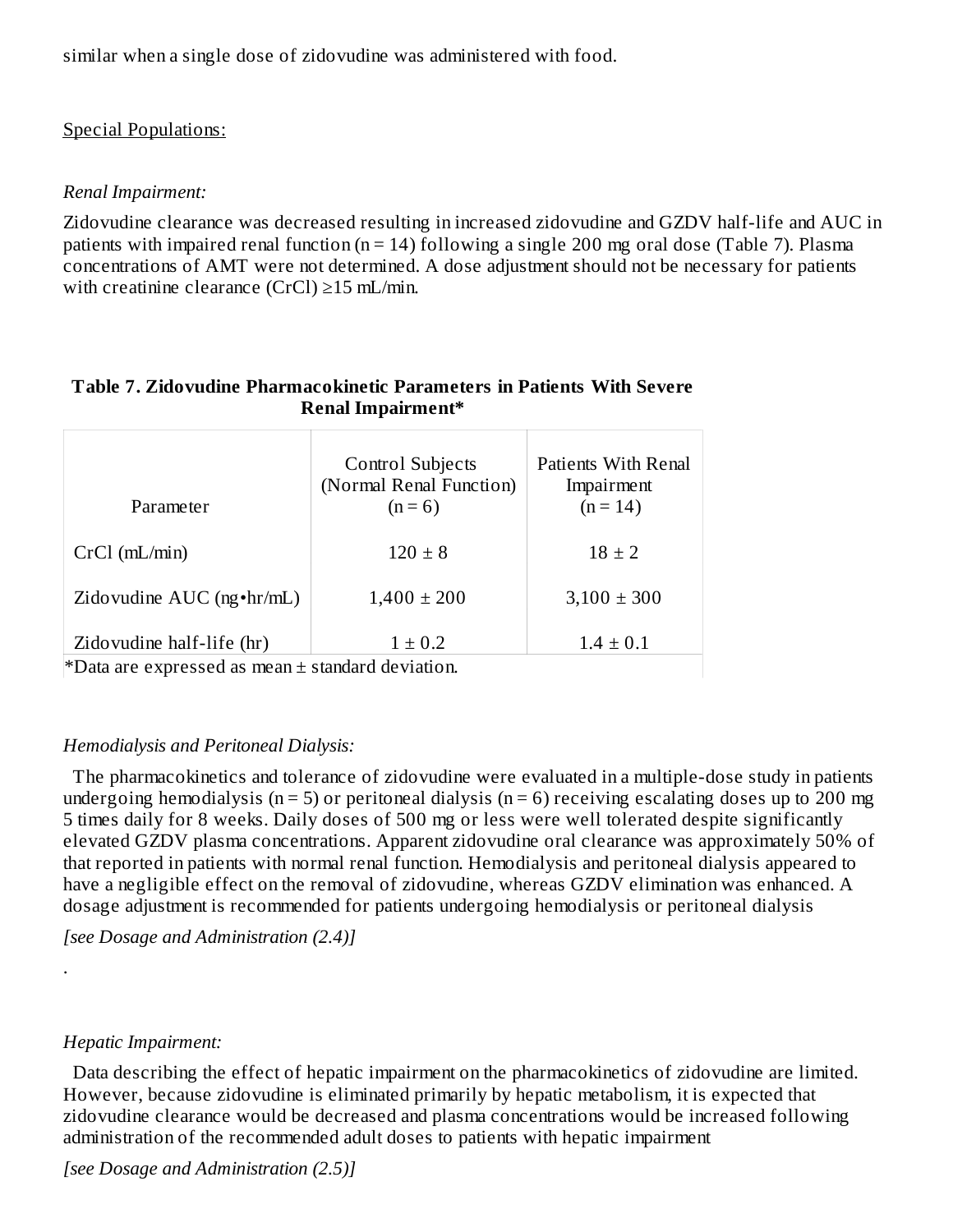similar when a single dose of zidovudine was administered with food.

Special Populations:

*Renal Impairment:*

Zidovudine clearance was decreased resulting in increased zidovudine and GZDV half-life and AUC in patients with impaired renal function (n = 14) following a single 200 mg oral dose (Table 7). Plasma concentrations of AMT were not determined. A dose adjustment should not be necessary for patients with creatinine clearance (CrCl) ≥15 mL/min.

**Table 7. Zidovudine Pharmacokinetic Parameters in Patients With Severe Renal Impairment***

| Parameter | Control Subjects (Normal Renal Function) (n = 6) | Patients With Renal Impairment (n = 14) |
|---|---|---|
| CrCl (mL/min) | 120 ± 8 | 18 ± 2 |
| Zidovudine AUC (ng•hr/mL) | 1,400 ± 200 | 3,100 ± 300 |
| Zidovudine half-life (hr) | 1 ± 0.2 | 1.4 ± 0.1 |

*Data are expressed as mean ± standard deviation.

*Hemodialysis and Peritoneal Dialysis:*

The pharmacokinetics and tolerance of zidovudine were evaluated in a multiple-dose study in patients undergoing hemodialysis (n = 5) or peritoneal dialysis (n = 6) receiving escalating doses up to 200 mg 5 times daily for 8 weeks. Daily doses of 500 mg or less were well tolerated despite significantly elevated GZDV plasma concentrations. Apparent zidovudine oral clearance was approximately 50% of that reported in patients with normal renal function. Hemodialysis and peritoneal dialysis appeared to have a negligible effect on the removal of zidovudine, whereas GZDV elimination was enhanced. A dosage adjustment is recommended for patients undergoing hemodialysis or peritoneal dialysis

*[see Dosage and Administration (2.4)]*

.

*Hepatic Impairment:*

Data describing the effect of hepatic impairment on the pharmacokinetics of zidovudine are limited. However, because zidovudine is eliminated primarily by hepatic metabolism, it is expected that zidovudine clearance would be decreased and plasma concentrations would be increased following administration of the recommended adult doses to patients with hepatic impairment

*[see Dosage and Administration (2.5)]*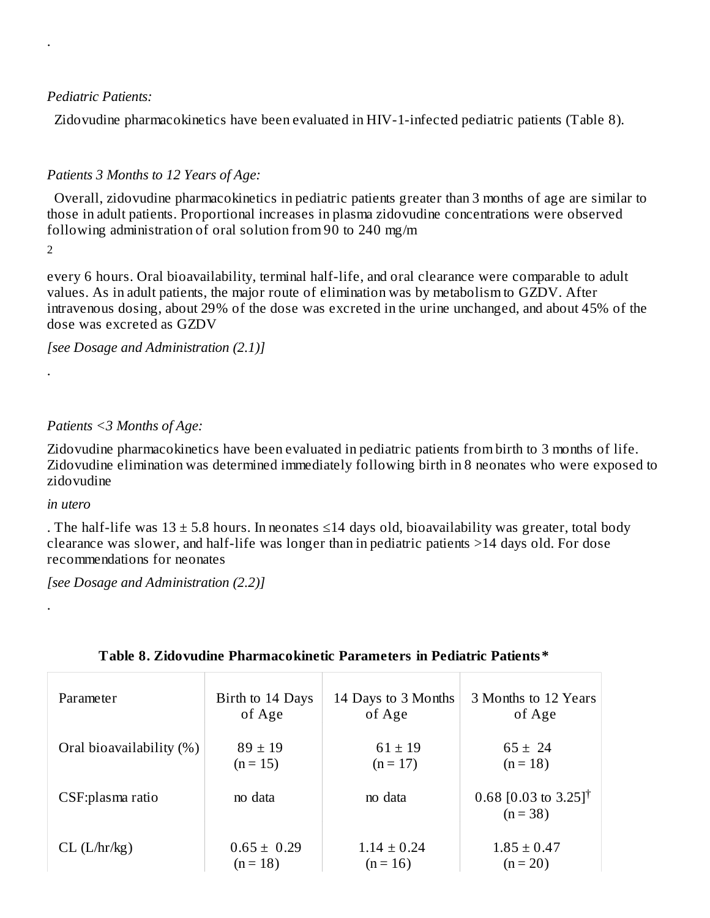.

*Pediatric Patients:*

Zidovudine pharmacokinetics have been evaluated in HIV-1-infected pediatric patients (Table 8).

*Patients 3 Months to 12 Years of Age:*

Overall, zidovudine pharmacokinetics in pediatric patients greater than 3 months of age are similar to those in adult patients. Proportional increases in plasma zidovudine concentrations were observed following administration of oral solution from 90 to 240 mg/m$^2$ every 6 hours. Oral bioavailability, terminal half-life, and oral clearance were comparable to adult values. As in adult patients, the major route of elimination was by metabolism to GZDV. After intravenous dosing, about 29% of the dose was excreted in the urine unchanged, and about 45% of the dose was excreted as GZDV *[see Dosage and Administration (2.1)]*.

*Patients <3 Months of Age:*

Zidovudine pharmacokinetics have been evaluated in pediatric patients from birth to 3 months of life. Zidovudine elimination was determined immediately following birth in 8 neonates who were exposed to zidovudine *in utero*. The half-life was 13 ± 5.8 hours. In neonates ≤14 days old, bioavailability was greater, total body clearance was slower, and half-life was longer than in pediatric patients >14 days old. For dose recommendations for neonates *[see Dosage and Administration (2.2)]*.

**Table 8. Zidovudine Pharmacokinetic Parameters in Pediatric Patients***

| Parameter | Birth to 14 Days of Age | 14 Days to 3 Months of Age | 3 Months to 12 Years of Age |
|---|---|---|---|
| Oral bioavailability (%) | 89 ± 19 (n = 15) | 61 ± 19 (n = 17) | 65 ± 24 (n = 18) |
| CSF:plasma ratio | no data | no data | 0.68 [0.03 to 3.25][†] (n = 38) |
| CL (L/hr/kg) | 0.65 ± 0.29 (n = 18) | 1.14 ± 0.24 (n = 16) | 1.85 ± 0.47 (n = 20) |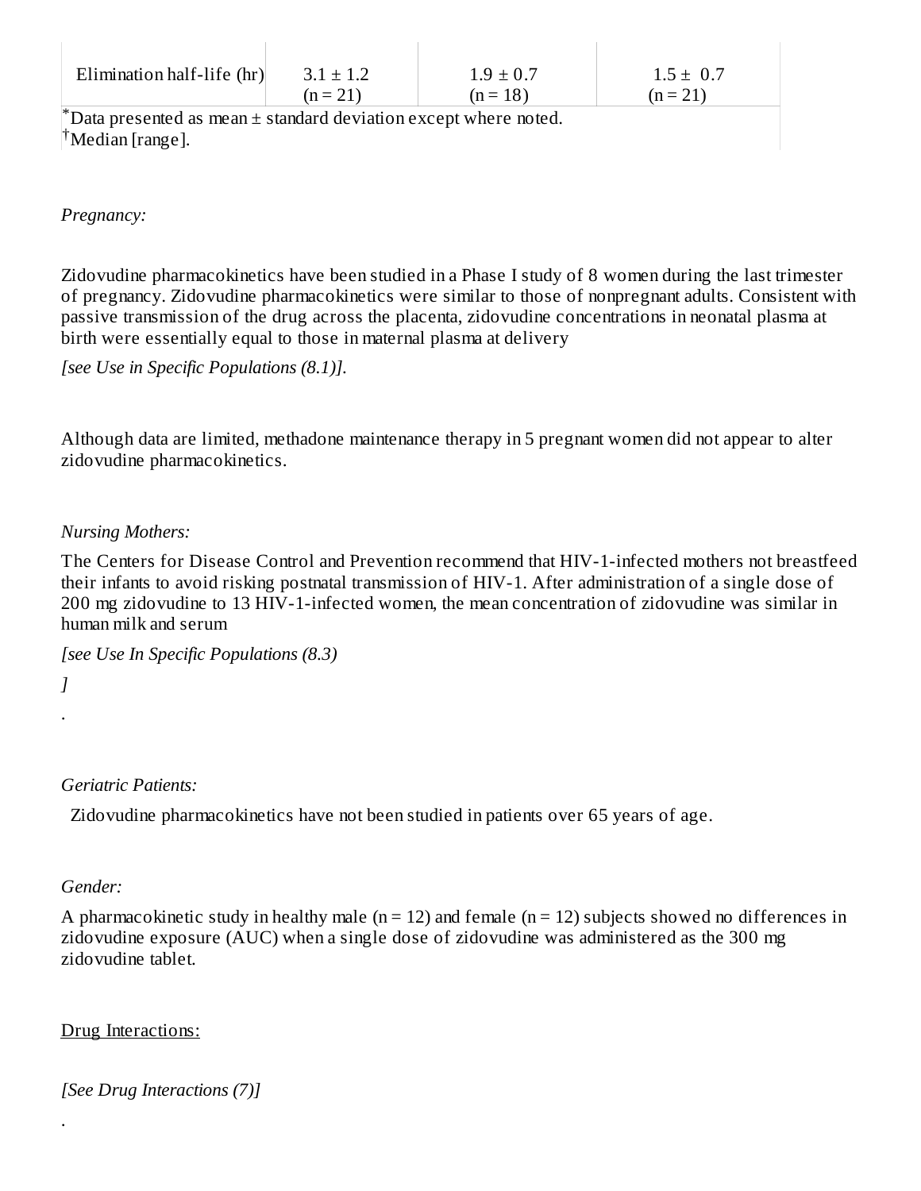| Elimination half-life (hr) | 3.1 ± 1.2 (n = 21) | 1.9 ± 0.7 (n = 18) | 1.5 ± 0.7 (n = 21) |
| --- | --- | --- | --- |

[*] Data presented as mean ± standard deviation except where noted.
[†] Median [range].

*Pregnancy:*

Zidovudine pharmacokinetics have been studied in a Phase I study of 8 women during the last trimester of pregnancy. Zidovudine pharmacokinetics were similar to those of nonpregnant adults. Consistent with passive transmission of the drug across the placenta, zidovudine concentrations in neonatal plasma at birth were essentially equal to those in maternal plasma at delivery

*[see Use in Specific Populations (8.1)].*

Although data are limited, methadone maintenance therapy in 5 pregnant women did not appear to alter zidovudine pharmacokinetics.

*Nursing Mothers:*

The Centers for Disease Control and Prevention recommend that HIV-1-infected mothers not breastfeed their infants to avoid risking postnatal transmission of HIV-1. After administration of a single dose of 200 mg zidovudine to 13 HIV-1-infected women, the mean concentration of zidovudine was similar in human milk and serum

*[see Use In Specific Populations (8.3)*

*]*

.

*Geriatric Patients:*

Zidovudine pharmacokinetics have not been studied in patients over 65 years of age.

*Gender:*

A pharmacokinetic study in healthy male (n = 12) and female (n = 12) subjects showed no differences in zidovudine exposure (AUC) when a single dose of zidovudine was administered as the 300 mg zidovudine tablet.

Drug Interactions:

*[See Drug Interactions (7)]*

.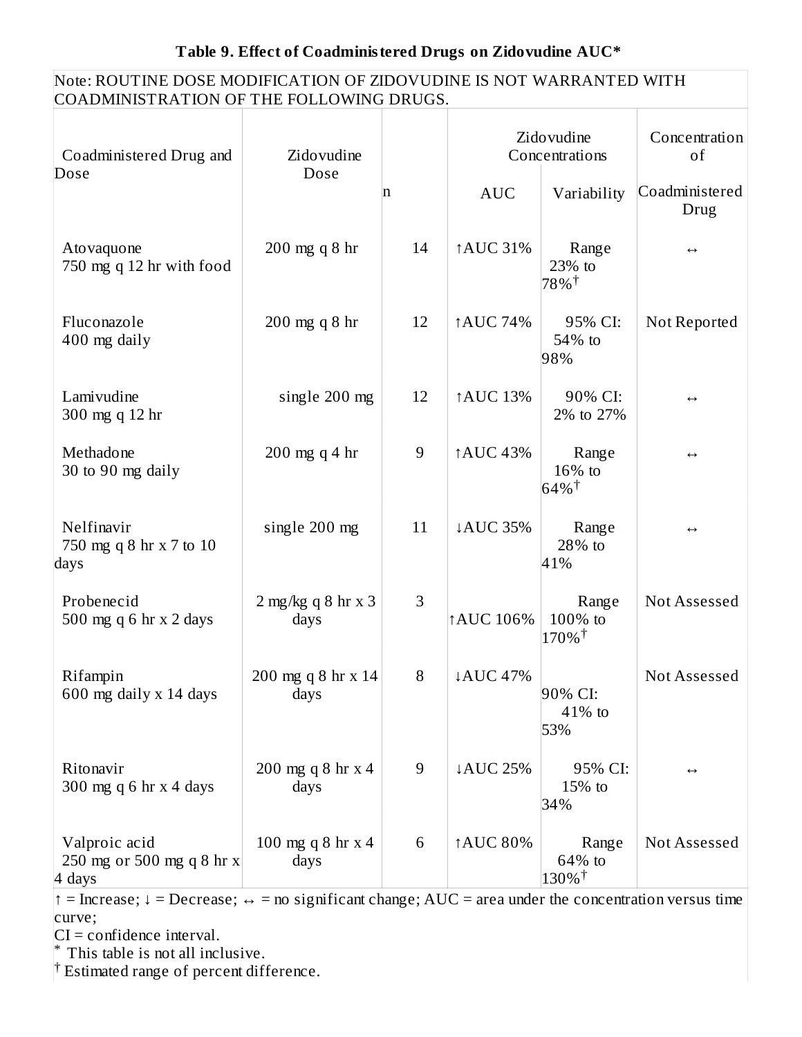**Table 9. Effect of Coadministered Drugs on Zidovudine AUC***

Note: ROUTINE DOSE MODIFICATION OF ZIDOVUDINE IS NOT WARRANTED WITH COADMINISTRATION OF THE FOLLOWING DRUGS.

| Coadministered Drug and Dose | Zidovudine Dose | n | Zidovudine Concentrations | | Concentration of |
|---|---|---|---|---|---|
| | | | AUC | Variability | Coadministered Drug |
| Atovaquone 750 mg q 12 hr with food | 200 mg q 8 hr | 14 | ↑AUC 31% | Range 23% to 78%† | ↔ |
| Fluconazole 400 mg daily | 200 mg q 8 hr | 12 | ↑AUC 74% | 95% CI: 54% to 98% | Not Reported |
| Lamivudine 300 mg q 12 hr | single 200 mg | 12 | ↑AUC 13% | 90% CI: 2% to 27% | ↔ |
| Methadone 30 to 90 mg daily | 200 mg q 4 hr | 9 | ↑AUC 43% | Range 16% to 64%† | ↔ |
| Nelfinavir 750 mg q 8 hr x 7 to 10 days | single 200 mg | 11 | ↓AUC 35% | Range 28% to 41% | ↔ |
| Probenecid 500 mg q 6 hr x 2 days | 2 mg/kg q 8 hr x 3 days | 3 | ↑AUC 106% | Range 100% to 170%† | Not Assessed |
| Rifampin 600 mg daily x 14 days | 200 mg q 8 hr x 14 days | 8 | ↓AUC 47% | 90% CI: 41% to 53% | Not Assessed |
| Ritonavir 300 mg q 6 hr x 4 days | 200 mg q 8 hr x 4 days | 9 | ↓AUC 25% | 95% CI: 15% to 34% | ↔ |
| Valproic acid 250 mg or 500 mg q 8 hr x 4 days | 100 mg q 8 hr x 4 days | 6 | ↑AUC 80% | Range 64% to 130%† | Not Assessed |

↑ = Increase; ↓ = Decrease; ↔ = no significant change; AUC = area under the concentration versus time curve;
CI = confidence interval.
* This table is not all inclusive.
† Estimated range of percent difference.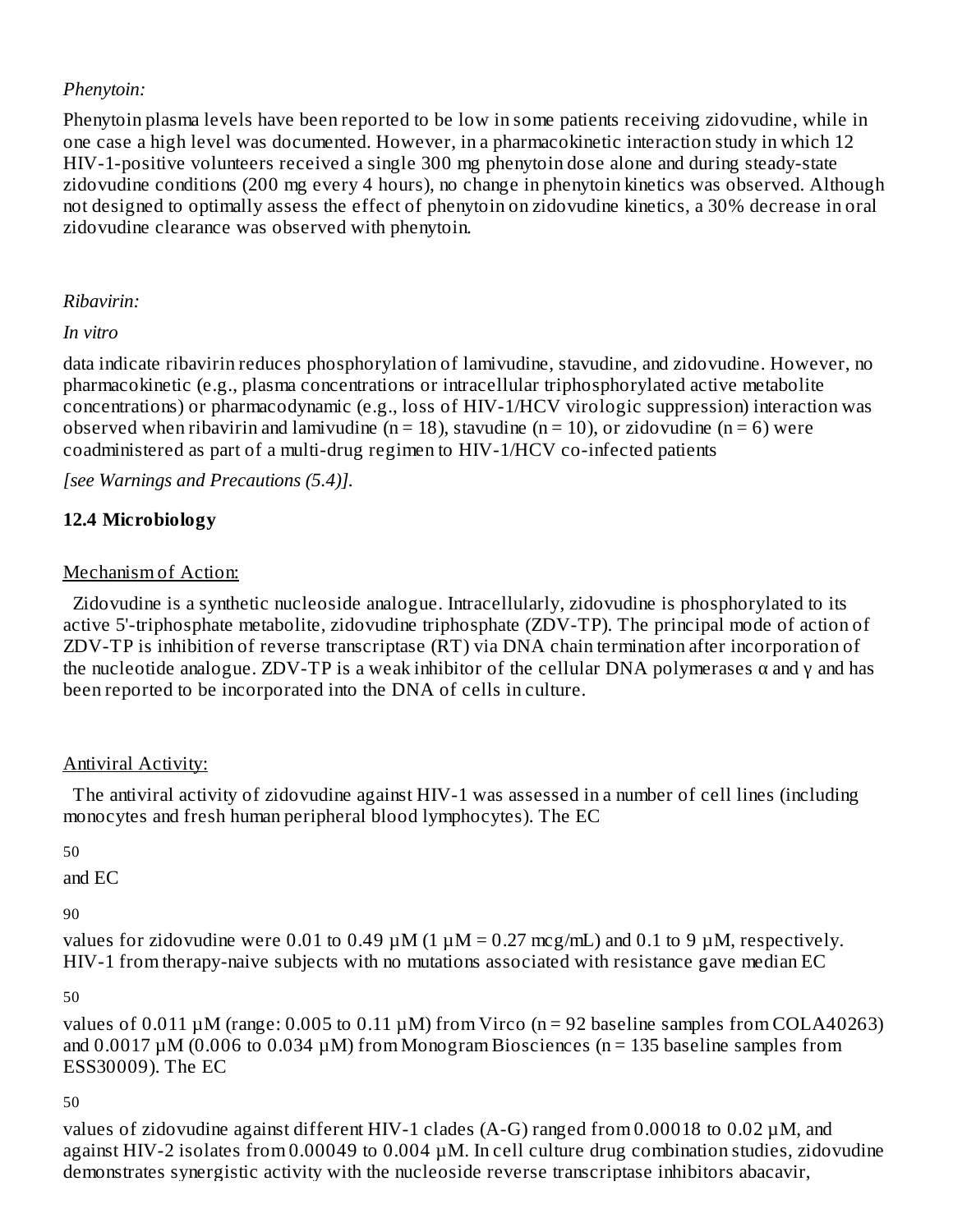*Phenytoin:*

Phenytoin plasma levels have been reported to be low in some patients receiving zidovudine, while in one case a high level was documented. However, in a pharmacokinetic interaction study in which 12 HIV-1-positive volunteers received a single 300 mg phenytoin dose alone and during steady-state zidovudine conditions (200 mg every 4 hours), no change in phenytoin kinetics was observed. Although not designed to optimally assess the effect of phenytoin on zidovudine kinetics, a 30% decrease in oral zidovudine clearance was observed with phenytoin.

*Ribavirin:*

*In vitro* data indicate ribavirin reduces phosphorylation of lamivudine, stavudine, and zidovudine. However, no pharmacokinetic (e.g., plasma concentrations or intracellular triphosphorylated active metabolite concentrations) or pharmacodynamic (e.g., loss of HIV-1/HCV virologic suppression) interaction was observed when ribavirin and lamivudine (n = 18), stavudine (n = 10), or zidovudine (n = 6) were coadministered as part of a multi-drug regimen to HIV-1/HCV co-infected patients *[see Warnings and Precautions (5.4)].*

### 12.4 Microbiology

Mechanism of Action:

Zidovudine is a synthetic nucleoside analogue. Intracellularly, zidovudine is phosphorylated to its active 5'-triphosphate metabolite, zidovudine triphosphate (ZDV-TP). The principal mode of action of ZDV-TP is inhibition of reverse transcriptase (RT) via DNA chain termination after incorporation of the nucleotide analogue. ZDV-TP is a weak inhibitor of the cellular DNA polymerases α and γ and has been reported to be incorporated into the DNA of cells in culture.

Antiviral Activity:

The antiviral activity of zidovudine against HIV-1 was assessed in a number of cell lines (including monocytes and fresh human peripheral blood lymphocytes). The $EC_{50}$ and $EC_{90}$ values for zidovudine were 0.01 to 0.49 µM (1 µM = 0.27 mcg/mL) and 0.1 to 9 µM, respectively. HIV-1 from therapy-naive subjects with no mutations associated with resistance gave median $EC_{50}$ values of 0.011 µM (range: 0.005 to 0.11 µM) from Virco (n = 92 baseline samples from COLA40263) and 0.0017 µM (0.006 to 0.034 µM) from Monogram Biosciences (n = 135 baseline samples from ESS30009). The $EC_{50}$ values of zidovudine against different HIV-1 clades (A-G) ranged from 0.00018 to 0.02 µM, and against HIV-2 isolates from 0.00049 to 0.004 µM. In cell culture drug combination studies, zidovudine demonstrates synergistic activity with the nucleoside reverse transcriptase inhibitors abacavir,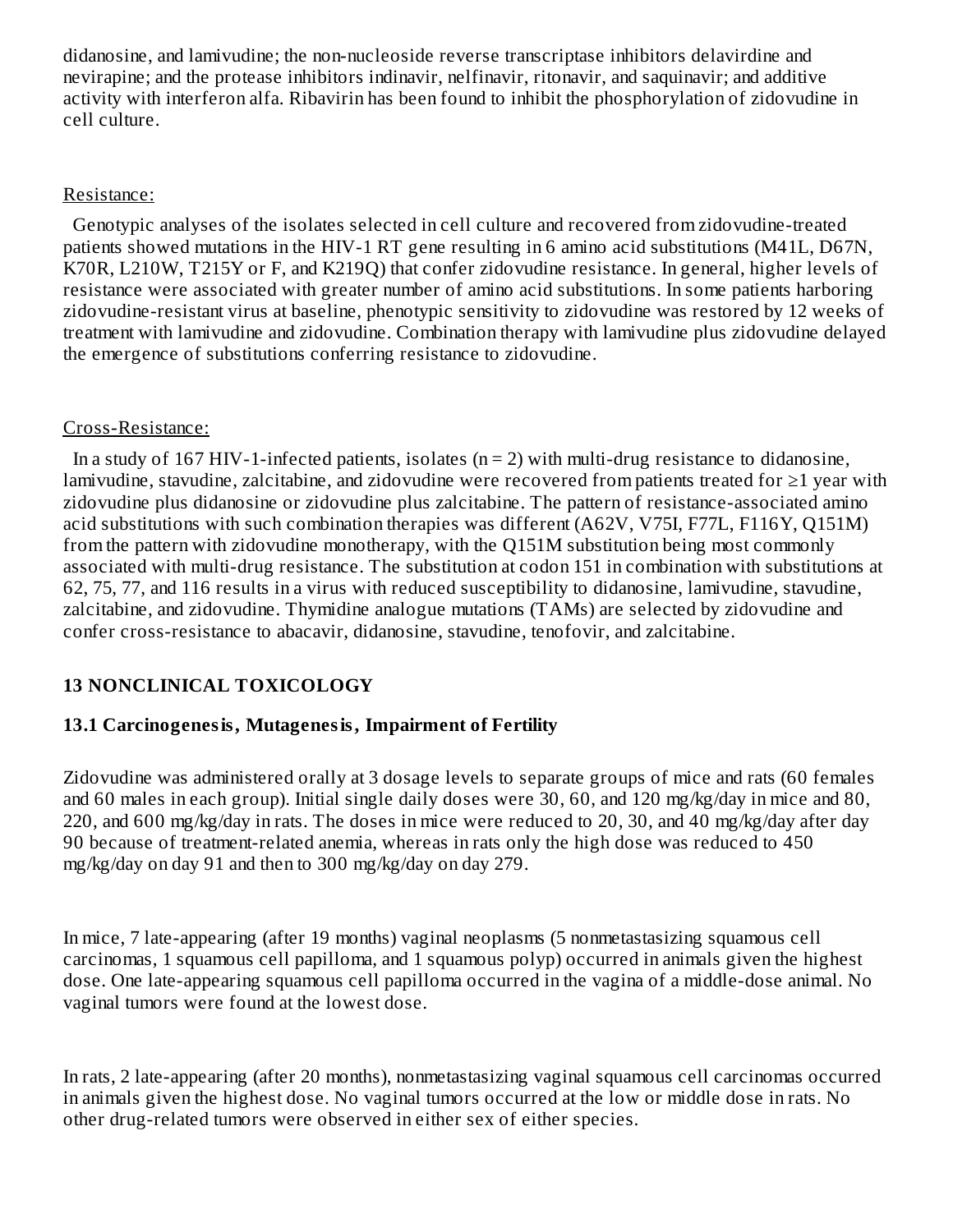didanosine, and lamivudine; the non-nucleoside reverse transcriptase inhibitors delavirdine and nevirapine; and the protease inhibitors indinavir, nelfinavir, ritonavir, and saquinavir; and additive activity with interferon alfa. Ribavirin has been found to inhibit the phosphorylation of zidovudine in cell culture.

Resistance:

Genotypic analyses of the isolates selected in cell culture and recovered from zidovudine-treated patients showed mutations in the HIV-1 RT gene resulting in 6 amino acid substitutions (M41L, D67N, K70R, L210W, T215Y or F, and K219Q) that confer zidovudine resistance. In general, higher levels of resistance were associated with greater number of amino acid substitutions. In some patients harboring zidovudine-resistant virus at baseline, phenotypic sensitivity to zidovudine was restored by 12 weeks of treatment with lamivudine and zidovudine. Combination therapy with lamivudine plus zidovudine delayed the emergence of substitutions conferring resistance to zidovudine.

Cross-Resistance:

In a study of 167 HIV-1-infected patients, isolates ($n = 2$) with multi-drug resistance to didanosine, lamivudine, stavudine, zalcitabine, and zidovudine were recovered from patients treated for ≥1 year with zidovudine plus didanosine or zidovudine plus zalcitabine. The pattern of resistance-associated amino acid substitutions with such combination therapies was different (A62V, V75I, F77L, F116Y, Q151M) from the pattern with zidovudine monotherapy, with the Q151M substitution being most commonly associated with multi-drug resistance. The substitution at codon 151 in combination with substitutions at 62, 75, 77, and 116 results in a virus with reduced susceptibility to didanosine, lamivudine, stavudine, zalcitabine, and zidovudine. Thymidine analogue mutations (TAMs) are selected by zidovudine and confer cross-resistance to abacavir, didanosine, stavudine, tenofovir, and zalcitabine.

## 13 NONCLINICAL TOXICOLOGY

### 13.1 Carcinogenesis, Mutagenesis, Impairment of Fertility

Zidovudine was administered orally at 3 dosage levels to separate groups of mice and rats (60 females and 60 males in each group). Initial single daily doses were 30, 60, and 120 mg/kg/day in mice and 80, 220, and 600 mg/kg/day in rats. The doses in mice were reduced to 20, 30, and 40 mg/kg/day after day 90 because of treatment-related anemia, whereas in rats only the high dose was reduced to 450 mg/kg/day on day 91 and then to 300 mg/kg/day on day 279.

In mice, 7 late-appearing (after 19 months) vaginal neoplasms (5 nonmetastasizing squamous cell carcinomas, 1 squamous cell papilloma, and 1 squamous polyp) occurred in animals given the highest dose. One late-appearing squamous cell papilloma occurred in the vagina of a middle-dose animal. No vaginal tumors were found at the lowest dose.

In rats, 2 late-appearing (after 20 months), nonmetastasizing vaginal squamous cell carcinomas occurred in animals given the highest dose. No vaginal tumors occurred at the low or middle dose in rats. No other drug-related tumors were observed in either sex of either species.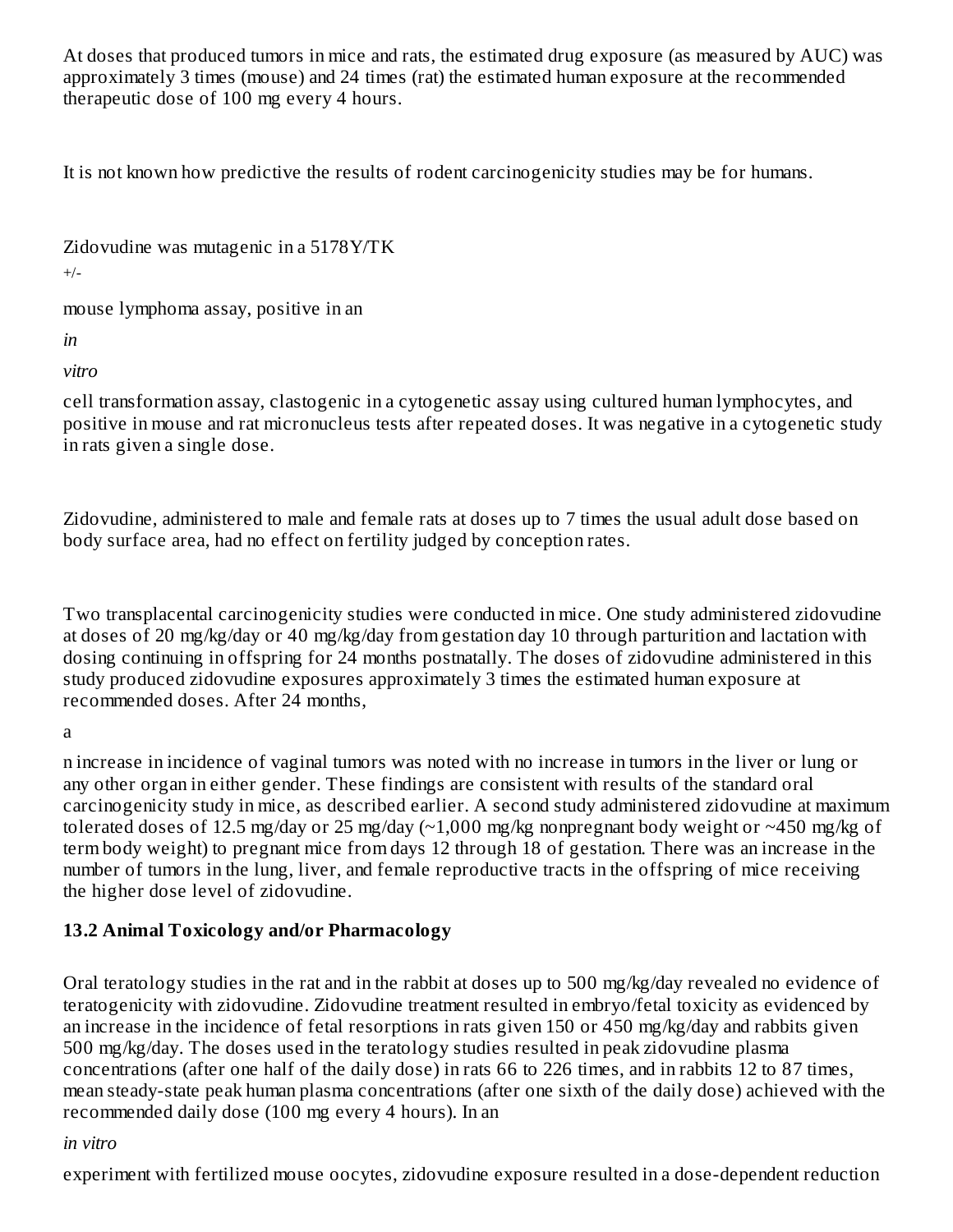At doses that produced tumors in mice and rats, the estimated drug exposure (as measured by AUC) was approximately 3 times (mouse) and 24 times (rat) the estimated human exposure at the recommended therapeutic dose of 100 mg every 4 hours.

It is not known how predictive the results of rodent carcinogenicity studies may be for humans.

Zidovudine was mutagenic in a 5178Y/TK$^{+/-}$ mouse lymphoma assay, positive in an *in vitro* cell transformation assay, clastogenic in a cytogenetic assay using cultured human lymphocytes, and positive in mouse and rat micronucleus tests after repeated doses. It was negative in a cytogenetic study in rats given a single dose.

Zidovudine, administered to male and female rats at doses up to 7 times the usual adult dose based on body surface area, had no effect on fertility judged by conception rates.

Two transplacental carcinogenicity studies were conducted in mice. One study administered zidovudine at doses of 20 mg/kg/day or 40 mg/kg/day from gestation day 10 through parturition and lactation with dosing continuing in offspring for 24 months postnatally. The doses of zidovudine administered in this study produced zidovudine exposures approximately 3 times the estimated human exposure at recommended doses. After 24 months, an increase in incidence of vaginal tumors was noted with no increase in tumors in the liver or lung or any other organ in either gender. These findings are consistent with results of the standard oral carcinogenicity study in mice, as described earlier. A second study administered zidovudine at maximum tolerated doses of 12.5 mg/day or 25 mg/day (~1,000 mg/kg nonpregnant body weight or ~450 mg/kg of term body weight) to pregnant mice from days 12 through 18 of gestation. There was an increase in the number of tumors in the lung, liver, and female reproductive tracts in the offspring of mice receiving the higher dose level of zidovudine.

## 13.2 Animal Toxicology and/or Pharmacology

Oral teratology studies in the rat and in the rabbit at doses up to 500 mg/kg/day revealed no evidence of teratogenicity with zidovudine. Zidovudine treatment resulted in embryo/fetal toxicity as evidenced by an increase in the incidence of fetal resorptions in rats given 150 or 450 mg/kg/day and rabbits given 500 mg/kg/day. The doses used in the teratology studies resulted in peak zidovudine plasma concentrations (after one half of the daily dose) in rats 66 to 226 times, and in rabbits 12 to 87 times, mean steady-state peak human plasma concentrations (after one sixth of the daily dose) achieved with the recommended daily dose (100 mg every 4 hours). In an *in vitro* experiment with fertilized mouse oocytes, zidovudine exposure resulted in a dose-dependent reduction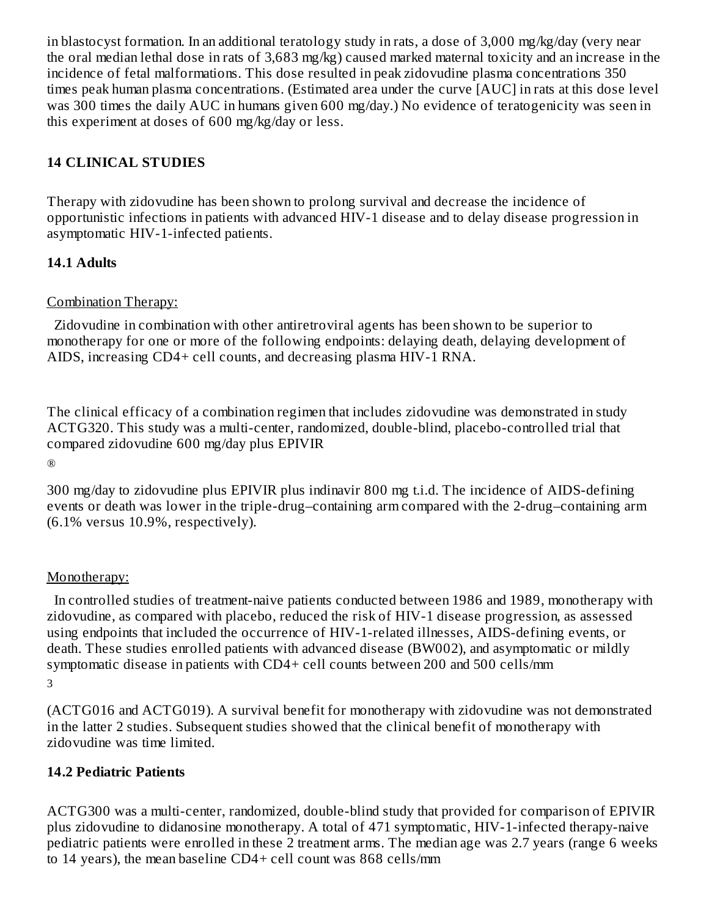in blastocyst formation. In an additional teratology study in rats, a dose of 3,000 mg/kg/day (very near the oral median lethal dose in rats of 3,683 mg/kg) caused marked maternal toxicity and an increase in the incidence of fetal malformations. This dose resulted in peak zidovudine plasma concentrations 350 times peak human plasma concentrations. (Estimated area under the curve [AUC] in rats at this dose level was 300 times the daily AUC in humans given 600 mg/day.) No evidence of teratogenicity was seen in this experiment at doses of 600 mg/kg/day or less.

## 14 CLINICAL STUDIES

Therapy with zidovudine has been shown to prolong survival and decrease the incidence of opportunistic infections in patients with advanced HIV-1 disease and to delay disease progression in asymptomatic HIV-1-infected patients.

### 14.1 Adults

Combination Therapy:

Zidovudine in combination with other antiretroviral agents has been shown to be superior to monotherapy for one or more of the following endpoints: delaying death, delaying development of AIDS, increasing CD4+ cell counts, and decreasing plasma HIV-1 RNA.

The clinical efficacy of a combination regimen that includes zidovudine was demonstrated in study ACTG320. This study was a multi-center, randomized, double-blind, placebo-controlled trial that compared zidovudine 600 mg/day plus EPIVIR® 300 mg/day to zidovudine plus EPIVIR plus indinavir 800 mg t.i.d. The incidence of AIDS-defining events or death was lower in the triple-drug–containing arm compared with the 2-drug–containing arm (6.1% versus 10.9%, respectively).

Monotherapy:

In controlled studies of treatment-naive patients conducted between 1986 and 1989, monotherapy with zidovudine, as compared with placebo, reduced the risk of HIV-1 disease progression, as assessed using endpoints that included the occurrence of HIV-1-related illnesses, AIDS-defining events, or death. These studies enrolled patients with advanced disease (BW002), and asymptomatic or mildly symptomatic disease in patients with CD4+ cell counts between 200 and 500 cells/$mm^3$ (ACTG016 and ACTG019). A survival benefit for monotherapy with zidovudine was not demonstrated in the latter 2 studies. Subsequent studies showed that the clinical benefit of monotherapy with zidovudine was time limited.

### 14.2 Pediatric Patients

ACTG300 was a multi-center, randomized, double-blind study that provided for comparison of EPIVIR plus zidovudine to didanosine monotherapy. A total of 471 symptomatic, HIV-1-infected therapy-naive pediatric patients were enrolled in these 2 treatment arms. The median age was 2.7 years (range 6 weeks to 14 years), the mean baseline CD4+ cell count was 868 cells/mm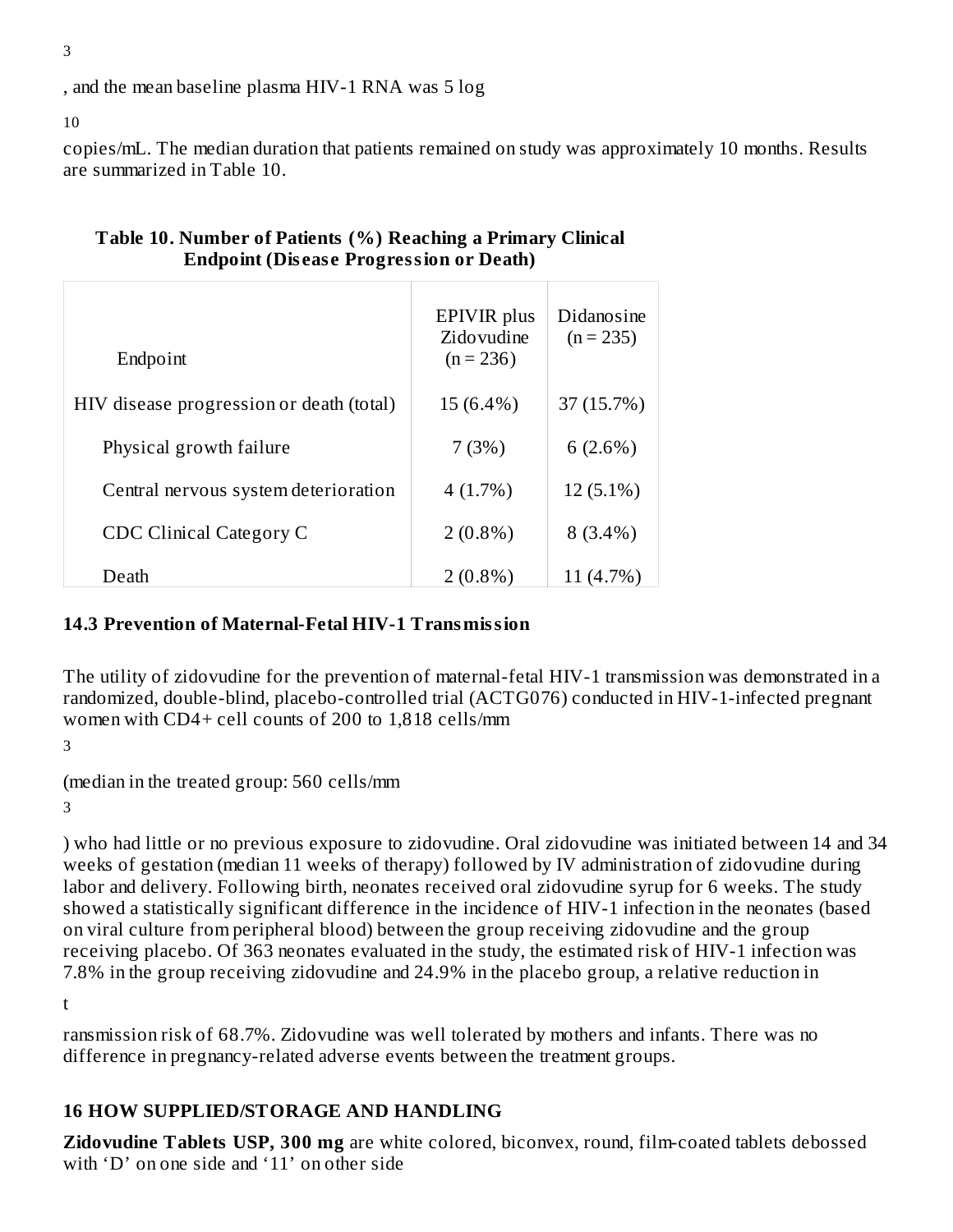$^3$, and the mean baseline plasma HIV-1 RNA was 5 $\log_{10}$ copies/mL. The median duration that patients remained on study was approximately 10 months. Results are summarized in Table 10.

**Table 10. Number of Patients (%) Reaching a Primary Clinical Endpoint (Disease Progression or Death)**

| Endpoint | EPIVIR plus Zidovudine (n = 236) | Didanosine (n = 235) |
|---|---|---|
| HIV disease progression or death (total) | 15 (6.4%) | 37 (15.7%) |
| Physical growth failure | 7 (3%) | 6 (2.6%) |
| Central nervous system deterioration | 4 (1.7%) | 12 (5.1%) |
| CDC Clinical Category C | 2 (0.8%) | 8 (3.4%) |
| Death | 2 (0.8%) | 11 (4.7%) |

## 14.3 Prevention of Maternal-Fetal HIV-1 Transmission

The utility of zidovudine for the prevention of maternal-fetal HIV-1 transmission was demonstrated in a randomized, double-blind, placebo-controlled trial (ACTG076) conducted in HIV-1-infected pregnant women with CD4+ cell counts of 200 to 1,818 cells/mm$^3$ (median in the treated group: 560 cells/mm$^3$) who had little or no previous exposure to zidovudine. Oral zidovudine was initiated between 14 and 34 weeks of gestation (median 11 weeks of therapy) followed by IV administration of zidovudine during labor and delivery. Following birth, neonates received oral zidovudine syrup for 6 weeks. The study showed a statistically significant difference in the incidence of HIV-1 infection in the neonates (based on viral culture from peripheral blood) between the group receiving zidovudine and the group receiving placebo. Of 363 neonates evaluated in the study, the estimated risk of HIV-1 infection was 7.8% in the group receiving zidovudine and 24.9% in the placebo group, a relative reduction in transmission risk of 68.7%. Zidovudine was well tolerated by mothers and infants. There was no difference in pregnancy-related adverse events between the treatment groups.

## 16 HOW SUPPLIED/STORAGE AND HANDLING

**Zidovudine Tablets USP, 300 mg** are white colored, biconvex, round, film-coated tablets debossed with 'D' on one side and '11' on other side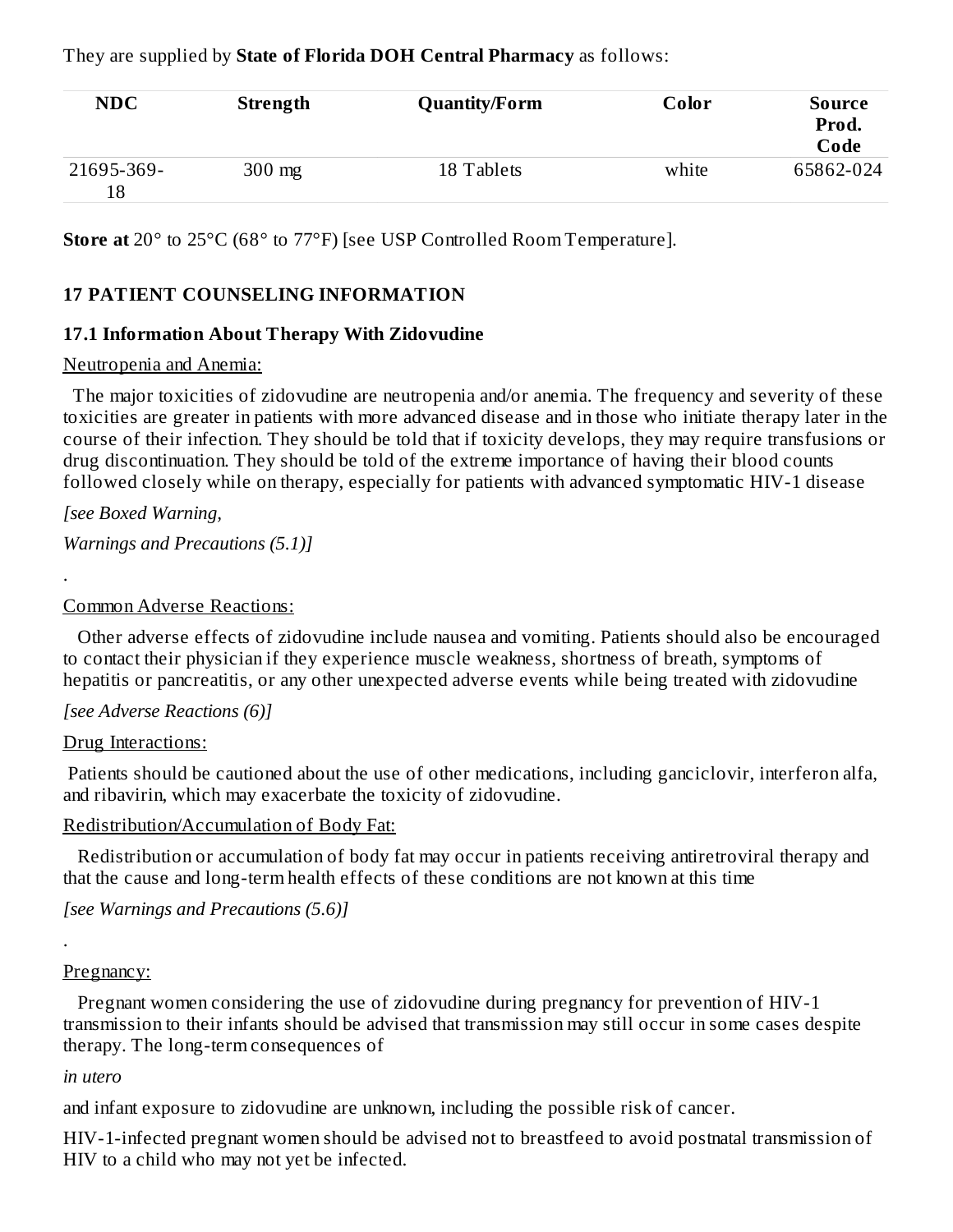They are supplied by **State of Florida DOH Central Pharmacy** as follows:

| NDC | Strength | Quantity/Form | Color | Source Prod. Code |
|---|---|---|---|---|
| 21695-369-18 | 300 mg | 18 Tablets | white | 65862-024 |

**Store at** 20° to 25°C (68° to 77°F) [see USP Controlled Room Temperature].

## 17 PATIENT COUNSELING INFORMATION

### 17.1 Information About Therapy With Zidovudine

Neutropenia and Anemia:

The major toxicities of zidovudine are neutropenia and/or anemia. The frequency and severity of these toxicities are greater in patients with more advanced disease and in those who initiate therapy later in the course of their infection. They should be told that if toxicity develops, they may require transfusions or drug discontinuation. They should be told of the extreme importance of having their blood counts followed closely while on therapy, especially for patients with advanced symptomatic HIV-1 disease

*[see Boxed Warning,*

*Warnings and Precautions (5.1)]*

.

Common Adverse Reactions:

Other adverse effects of zidovudine include nausea and vomiting. Patients should also be encouraged to contact their physician if they experience muscle weakness, shortness of breath, symptoms of hepatitis or pancreatitis, or any other unexpected adverse events while being treated with zidovudine

*[see Adverse Reactions (6)]*

Drug Interactions:

Patients should be cautioned about the use of other medications, including ganciclovir, interferon alfa, and ribavirin, which may exacerbate the toxicity of zidovudine.

Redistribution/Accumulation of Body Fat:

Redistribution or accumulation of body fat may occur in patients receiving antiretroviral therapy and that the cause and long-term health effects of these conditions are not known at this time

*[see Warnings and Precautions (5.6)]*

.

Pregnancy:

Pregnant women considering the use of zidovudine during pregnancy for prevention of HIV-1 transmission to their infants should be advised that transmission may still occur in some cases despite therapy. The long-term consequences of

*in utero*

and infant exposure to zidovudine are unknown, including the possible risk of cancer.

HIV-1-infected pregnant women should be advised not to breastfeed to avoid postnatal transmission of HIV to a child who may not yet be infected.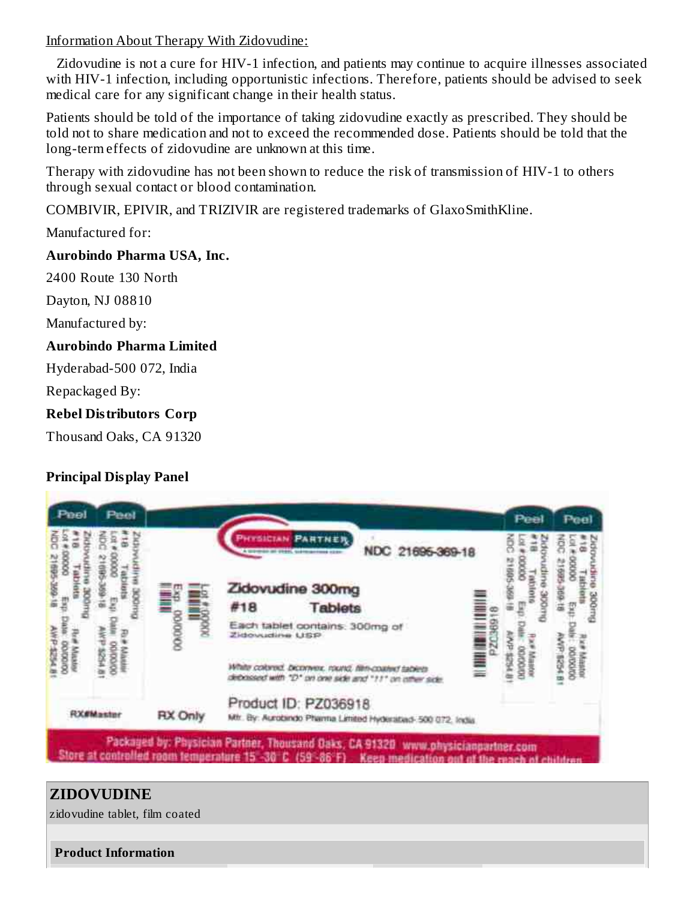Information About Therapy With Zidovudine:

Zidovudine is not a cure for HIV-1 infection, and patients may continue to acquire illnesses associated with HIV-1 infection, including opportunistic infections. Therefore, patients should be advised to seek medical care for any significant change in their health status.

Patients should be told of the importance of taking zidovudine exactly as prescribed. They should be told not to share medication and not to exceed the recommended dose. Patients should be told that the long-term effects of zidovudine are unknown at this time.

Therapy with zidovudine has not been shown to reduce the risk of transmission of HIV-1 to others through sexual contact or blood contamination.

COMBIVIR, EPIVIR, and TRIZIVIR are registered trademarks of GlaxoSmithKline.

Manufactured for:

**Aurobindo Pharma USA, Inc.**

2400 Route 130 North

Dayton, NJ 08810

Manufactured by:

**Aurobindo Pharma Limited**

Hyderabad-500 072, India

Repackaged By:

**Rebel Distributors Corp**

Thousand Oaks, CA 91320

**Principal Display Panel**

Peel Peel

Zidovudine 300mg #18 Tablets Rx# Master
Lot # 00000 Exp. Date: 00/0000
NDC 21695-369-18 AWP $254.81

PHYSICIAN PARTNER

NDC 21695-369-18

Lot # 0000
Exp. 00/0000

Zidovudine 300mg

#18 Tablets

Each tablet contains: 300mg of Zidovudine USP

White colored, biconvex, round, film-coated tablets debossed with "D" on one side and "11" on other side.

PZ036918

RX#Master

RX Only

Product ID: PZ036918

Mfr. By: Aurobindo Pharma Limited Hyderabad- 500 072, India

Packaged by: Physician Partner, Thousand Oaks, CA 91320 www.physicianpartner.com

Store at controlled room temperature 15°-30°C (59°-86°F) Keep medication out of the reach of children

## ZIDOVUDINE

zidovudine tablet, film coated

**Product Information**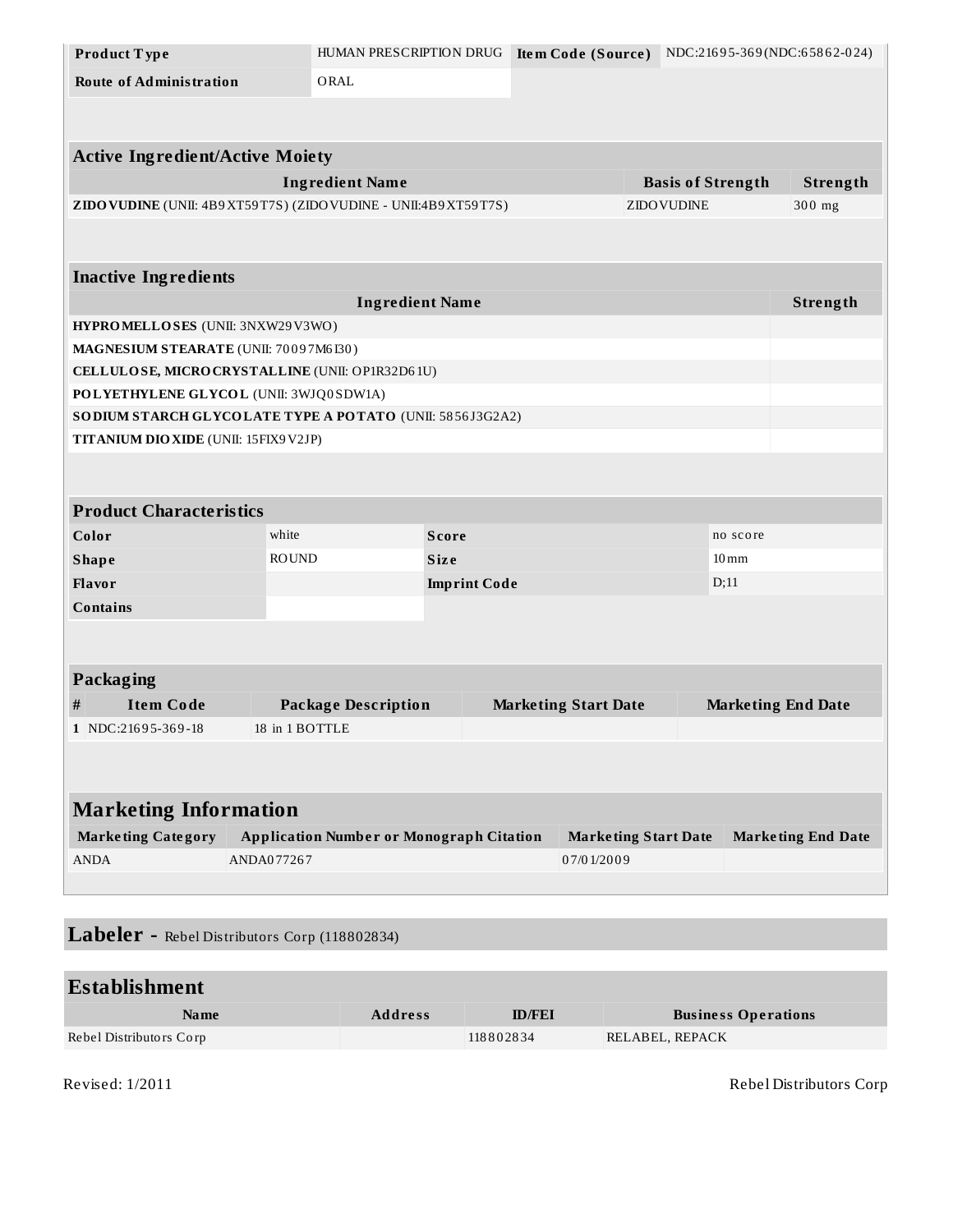| | | | |
|---|---|---|---|
| **Product Type** | HUMAN PRESCRIPTION DRUG | **Item Code (Source)** | NDC:21695-369(NDC:65862-024) |
| **Route of Administration** | ORAL | | |

| **Active Ingredient/Active Moiety** | | |
|---|---|---|
| **Ingredient Name** | **Basis of Strength** | **Strength** |
| **ZIDOVUDINE** (UNII: 4B9XT59T7S) (ZIDOVUDINE - UNII:4B9XT59T7S) | ZIDOVUDINE | 300 mg |

| **Inactive Ingredients** | |
|---|---|
| **Ingredient Name** | **Strength** |
| **HYPROMELLOSES** (UNII: 3NXW29V3WO) | |
| **MAGNESIUM STEARATE** (UNII: 70097M6I30) | |
| **CELLULOSE, MICROCRYSTALLINE** (UNII: OP1R32D61U) | |
| **POLYETHYLENE GLYCOL** (UNII: 3WJQ0SDW1A) | |
| **SODIUM STARCH GLYCOLATE TYPE A POTATO** (UNII: 5856J3G2A2) | |
| **TITANIUM DIOXIDE** (UNII: 15FIX9V2JP) | |

| **Product Characteristics** | | | |
|---|---|---|---|
| **Color** | white | **Score** | no score |
| **Shape** | ROUND | **Size** | 10mm |
| **Flavor** | | **Imprint Code** | D;11 |
| **Contains** | | | |

| **Packaging** | | | | |
|---|---|---|---|---|
| **#** | **Item Code** | **Package Description** | **Marketing Start Date** | **Marketing End Date** |
| 1 | NDC:21695-369-18 | 18 in 1 BOTTLE | | |

| **Marketing Information** | | | |
|---|---|---|---|
| **Marketing Category** | **Application Number or Monograph Citation** | **Marketing Start Date** | **Marketing End Date** |
| ANDA | ANDA077267 | 07/01/2009 | |

## Labeler - Rebel Distributors Corp (118802834)

| **Establishment** | | | |
|---|---|---|---|
| **Name** | **Address** | **ID/FEI** | **Business Operations** |
| Rebel Distributors Corp | | 118802834 | RELABEL, REPACK |

Revised: 1/2011

Rebel Distributors Corp